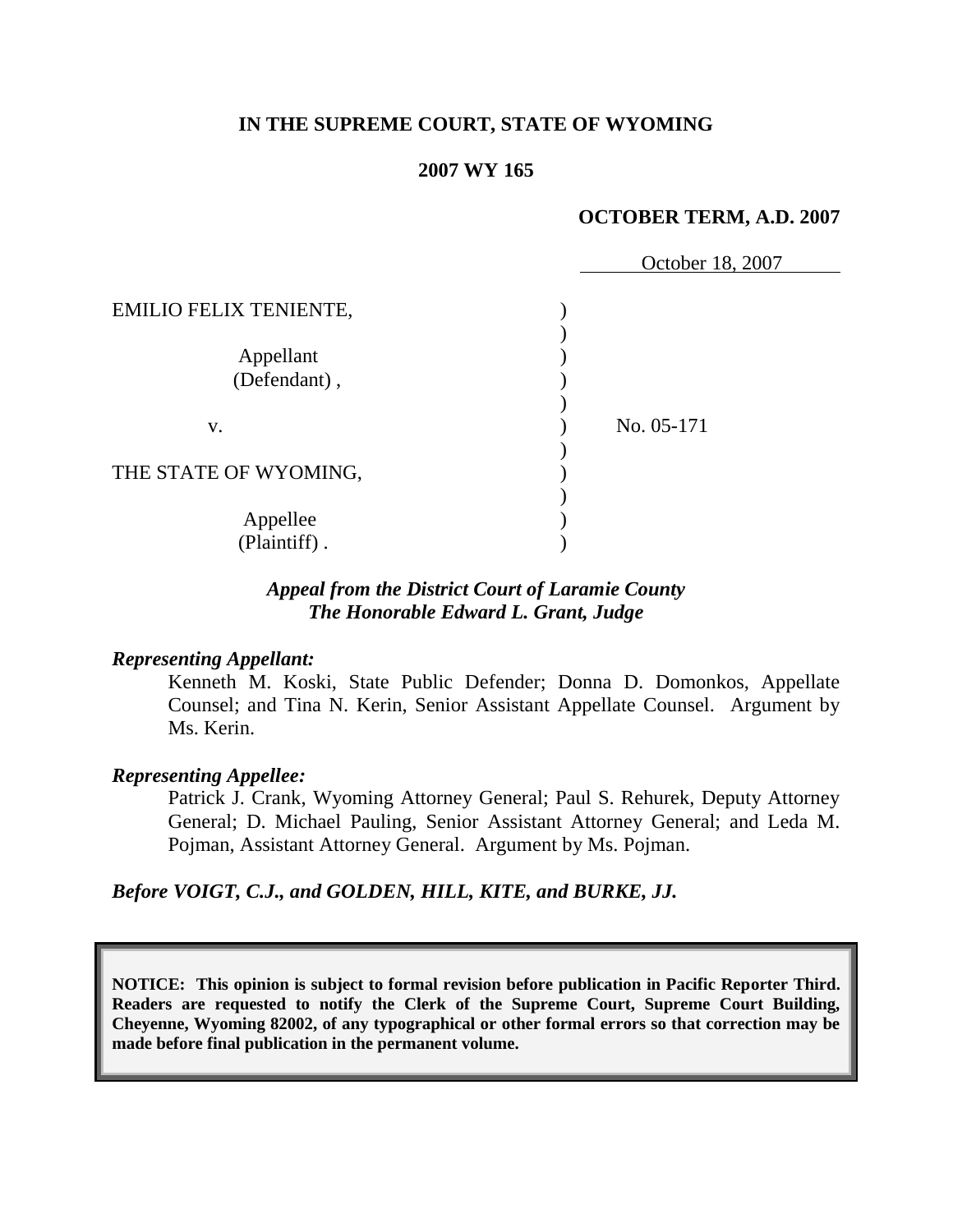**IN THE SUPREME COURT, STATE OF WYOMING**

**2007 WY 165**

**OCTOBER TERM, A.D. 2007**

October 18, 2007

EMILIO FELIX TENIENTE,

Appellant
(Defendant) ,

v.

No. 05-171

THE STATE OF WYOMING,

Appellee
(Plaintiff) .

***Appeal from the District Court of Laramie County***
***The Honorable Edward L. Grant, Judge***

***Representing Appellant:***

Kenneth M. Koski, State Public Defender; Donna D. Domonkos, Appellate Counsel; and Tina N. Kerin, Senior Assistant Appellate Counsel. Argument by Ms. Kerin.

***Representing Appellee:***

Patrick J. Crank, Wyoming Attorney General; Paul S. Rehurek, Deputy Attorney General; D. Michael Pauling, Senior Assistant Attorney General; and Leda M. Pojman, Assistant Attorney General. Argument by Ms. Pojman.

***Before VOIGT, C.J., and GOLDEN, HILL, KITE, and BURKE, JJ.***

**NOTICE: This opinion is subject to formal revision before publication in Pacific Reporter Third. Readers are requested to notify the Clerk of the Supreme Court, Supreme Court Building, Cheyenne, Wyoming 82002, of any typographical or other formal errors so that correction may be made before final publication in the permanent volume.**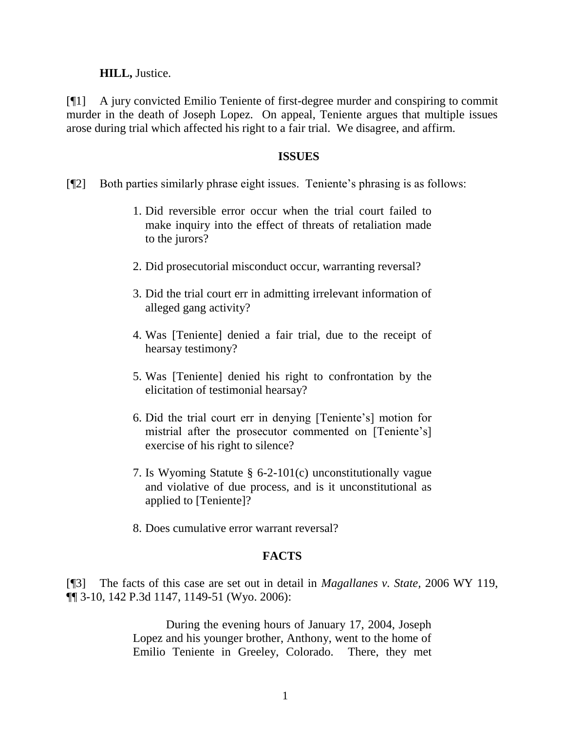**HILL,** Justice.

[¶1] A jury convicted Emilio Teniente of first-degree murder and conspiring to commit murder in the death of Joseph Lopez. On appeal, Teniente argues that multiple issues arose during trial which affected his right to a fair trial. We disagree, and affirm.

## ISSUES

[¶2] Both parties similarly phrase eight issues. Teniente's phrasing is as follows:

> 1. Did reversible error occur when the trial court failed to make inquiry into the effect of threats of retaliation made to the jurors?
>
> 2. Did prosecutorial misconduct occur, warranting reversal?
>
> 3. Did the trial court err in admitting irrelevant information of alleged gang activity?
>
> 4. Was [Teniente] denied a fair trial, due to the receipt of hearsay testimony?
>
> 5. Was [Teniente] denied his right to confrontation by the elicitation of testimonial hearsay?
>
> 6. Did the trial court err in denying [Teniente's] motion for mistrial after the prosecutor commented on [Teniente's] exercise of his right to silence?
>
> 7. Is Wyoming Statute § 6-2-101(c) unconstitutionally vague and violative of due process, and is it unconstitutional as applied to [Teniente]?
>
> 8. Does cumulative error warrant reversal?

## FACTS

[¶3] The facts of this case are set out in detail in *Magallanes v. State,* 2006 WY 119, ¶¶ 3-10, 142 P.3d 1147, 1149-51 (Wyo. 2006):

> During the evening hours of January 17, 2004, Joseph Lopez and his younger brother, Anthony, went to the home of Emilio Teniente in Greeley, Colorado. There, they met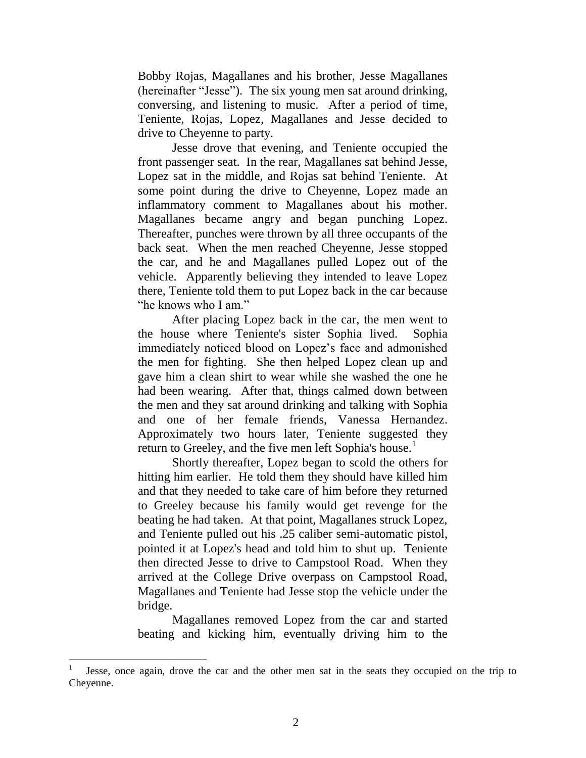Bobby Rojas, Magallanes and his brother, Jesse Magallanes (hereinafter "Jesse"). The six young men sat around drinking, conversing, and listening to music. After a period of time, Teniente, Rojas, Lopez, Magallanes and Jesse decided to drive to Cheyenne to party.

Jesse drove that evening, and Teniente occupied the front passenger seat. In the rear, Magallanes sat behind Jesse, Lopez sat in the middle, and Rojas sat behind Teniente. At some point during the drive to Cheyenne, Lopez made an inflammatory comment to Magallanes about his mother. Magallanes became angry and began punching Lopez. Thereafter, punches were thrown by all three occupants of the back seat. When the men reached Cheyenne, Jesse stopped the car, and he and Magallanes pulled Lopez out of the vehicle. Apparently believing they intended to leave Lopez there, Teniente told them to put Lopez back in the car because "he knows who I am."

After placing Lopez back in the car, the men went to the house where Teniente's sister Sophia lived. Sophia immediately noticed blood on Lopez's face and admonished the men for fighting. She then helped Lopez clean up and gave him a clean shirt to wear while she washed the one he had been wearing. After that, things calmed down between the men and they sat around drinking and talking with Sophia and one of her female friends, Vanessa Hernandez. Approximately two hours later, Teniente suggested they return to Greeley, and the five men left Sophia's house.[1]

Shortly thereafter, Lopez began to scold the others for hitting him earlier. He told them they should have killed him and that they needed to take care of him before they returned to Greeley because his family would get revenge for the beating he had taken. At that point, Magallanes struck Lopez, and Teniente pulled out his .25 caliber semi-automatic pistol, pointed it at Lopez's head and told him to shut up. Teniente then directed Jesse to drive to Campstool Road. When they arrived at the College Drive overpass on Campstool Road, Magallanes and Teniente had Jesse stop the vehicle under the bridge.

Magallanes removed Lopez from the car and started beating and kicking him, eventually driving him to the

---

[1] Jesse, once again, drove the car and the other men sat in the seats they occupied on the trip to Cheyenne.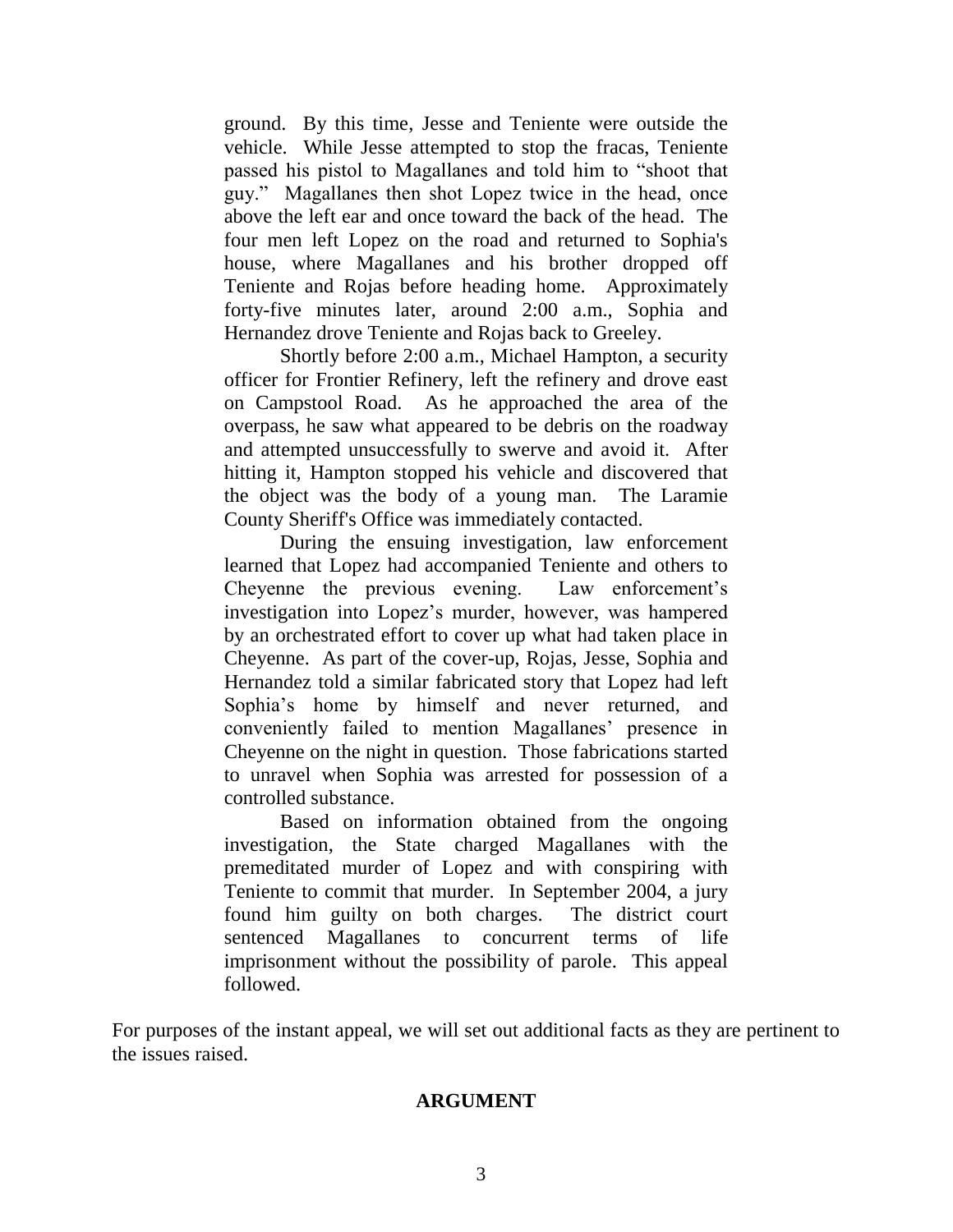ground. By this time, Jesse and Teniente were outside the vehicle. While Jesse attempted to stop the fracas, Teniente passed his pistol to Magallanes and told him to "shoot that guy." Magallanes then shot Lopez twice in the head, once above the left ear and once toward the back of the head. The four men left Lopez on the road and returned to Sophia's house, where Magallanes and his brother dropped off Teniente and Rojas before heading home. Approximately forty-five minutes later, around 2:00 a.m., Sophia and Hernandez drove Teniente and Rojas back to Greeley.

> Shortly before 2:00 a.m., Michael Hampton, a security officer for Frontier Refinery, left the refinery and drove east on Campstool Road. As he approached the area of the overpass, he saw what appeared to be debris on the roadway and attempted unsuccessfully to swerve and avoid it. After hitting it, Hampton stopped his vehicle and discovered that the object was the body of a young man. The Laramie County Sheriff's Office was immediately contacted.
>
> During the ensuing investigation, law enforcement learned that Lopez had accompanied Teniente and others to Cheyenne the previous evening. Law enforcement's investigation into Lopez's murder, however, was hampered by an orchestrated effort to cover up what had taken place in Cheyenne. As part of the cover-up, Rojas, Jesse, Sophia and Hernandez told a similar fabricated story that Lopez had left Sophia's home by himself and never returned, and conveniently failed to mention Magallanes' presence in Cheyenne on the night in question. Those fabrications started to unravel when Sophia was arrested for possession of a controlled substance.
>
> Based on information obtained from the ongoing investigation, the State charged Magallanes with the premeditated murder of Lopez and with conspiring with Teniente to commit that murder. In September 2004, a jury found him guilty on both charges. The district court sentenced Magallanes to concurrent terms of life imprisonment without the possibility of parole. This appeal followed.

For purposes of the instant appeal, we will set out additional facts as they are pertinent to the issues raised.

## ARGUMENT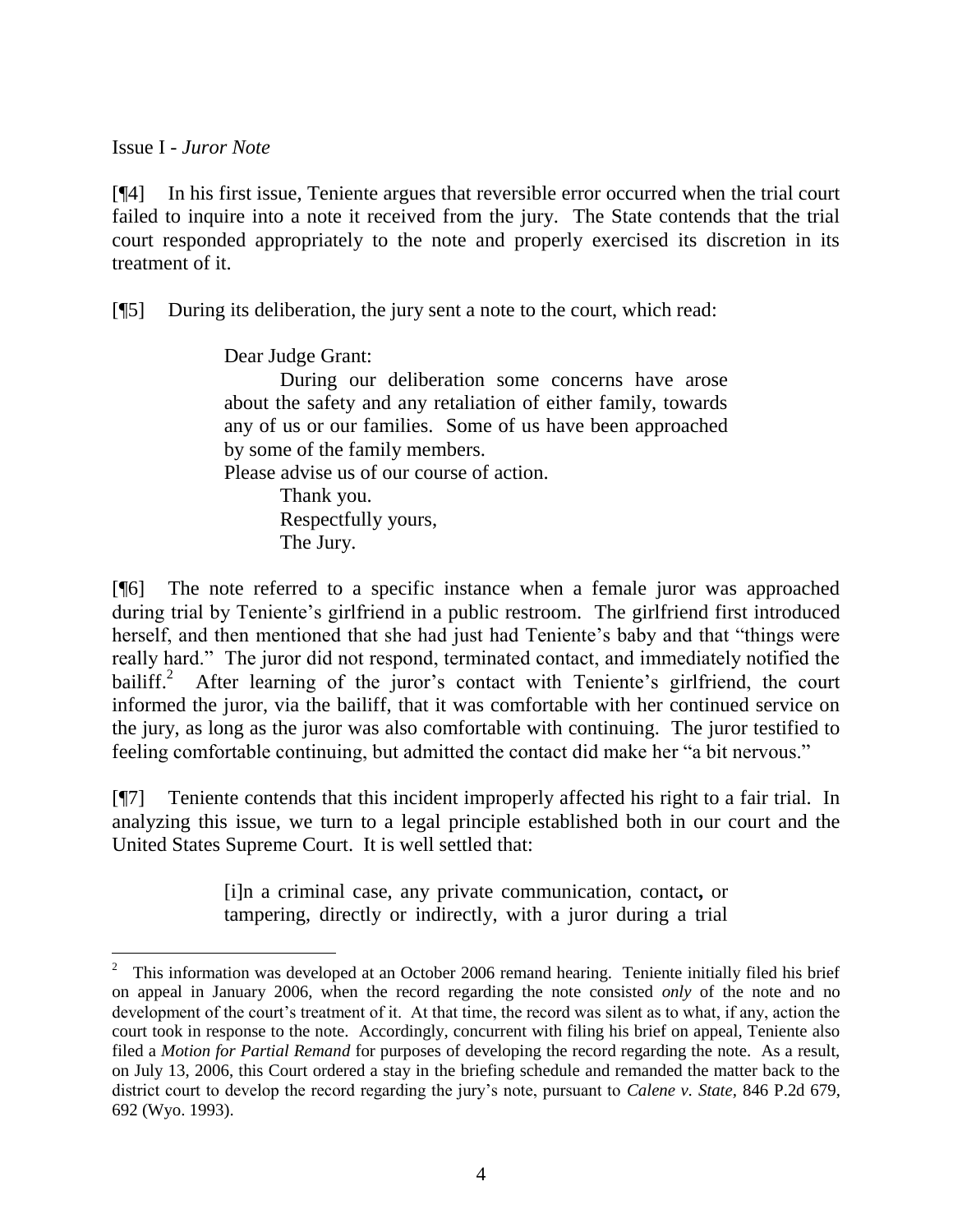Issue I - *Juror Note*

[¶4] In his first issue, Teniente argues that reversible error occurred when the trial court failed to inquire into a note it received from the jury. The State contends that the trial court responded appropriately to the note and properly exercised its discretion in its treatment of it.

[¶5] During its deliberation, the jury sent a note to the court, which read:

> Dear Judge Grant:
>
> During our deliberation some concerns have arose about the safety and any retaliation of either family, towards any of us or our families. Some of us have been approached by some of the family members.
>
> Please advise us of our course of action.
>
> Thank you.
>
> Respectfully yours,
>
> The Jury.

[¶6] The note referred to a specific instance when a female juror was approached during trial by Teniente's girlfriend in a public restroom. The girlfriend first introduced herself, and then mentioned that she had just had Teniente's baby and that "things were really hard." The juror did not respond, terminated contact, and immediately notified the bailiff.[2] After learning of the juror's contact with Teniente's girlfriend, the court informed the juror, via the bailiff, that it was comfortable with her continued service on the jury, as long as the juror was also comfortable with continuing. The juror testified to feeling comfortable continuing, but admitted the contact did make her "a bit nervous."

[¶7] Teniente contends that this incident improperly affected his right to a fair trial. In analyzing this issue, we turn to a legal principle established both in our court and the United States Supreme Court. It is well settled that:

> [i]n a criminal case, any private communication, contact**,** or tampering, directly or indirectly, with a juror during a trial

---

[2] This information was developed at an October 2006 remand hearing. Teniente initially filed his brief on appeal in January 2006, when the record regarding the note consisted *only* of the note and no development of the court's treatment of it. At that time, the record was silent as to what, if any, action the court took in response to the note. Accordingly, concurrent with filing his brief on appeal, Teniente also filed a *Motion for Partial Remand* for purposes of developing the record regarding the note. As a result, on July 13, 2006, this Court ordered a stay in the briefing schedule and remanded the matter back to the district court to develop the record regarding the jury's note, pursuant to *Calene v. State,* 846 P.2d 679, 692 (Wyo. 1993).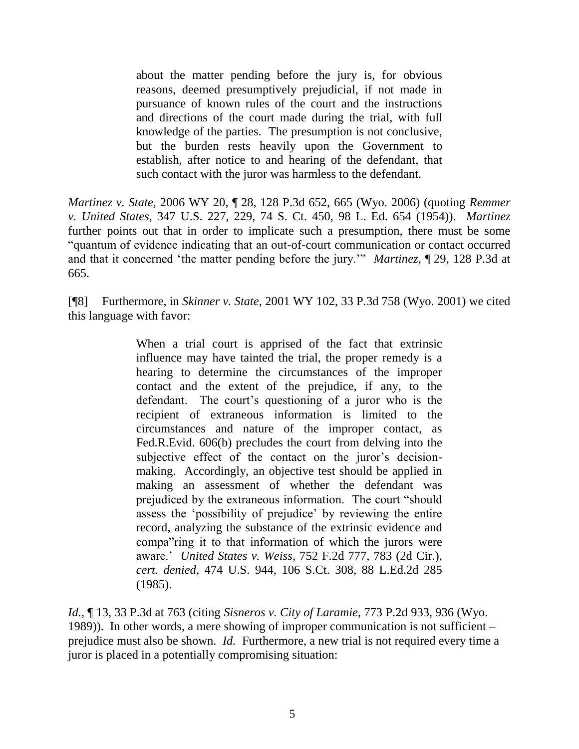> about the matter pending before the jury is, for obvious reasons, deemed presumptively prejudicial, if not made in pursuance of known rules of the court and the instructions and directions of the court made during the trial, with full knowledge of the parties. The presumption is not conclusive, but the burden rests heavily upon the Government to establish, after notice to and hearing of the defendant, that such contact with the juror was harmless to the defendant.

*Martinez v. State*, 2006 WY 20, ¶ 28, 128 P.3d 652, 665 (Wyo. 2006) (quoting *Remmer v. United States*, 347 U.S. 227, 229, 74 S. Ct. 450, 98 L. Ed. 654 (1954)). *Martinez* further points out that in order to implicate such a presumption, there must be some "quantum of evidence indicating that an out-of-court communication or contact occurred and that it concerned 'the matter pending before the jury.'" *Martinez*, ¶ 29, 128 P.3d at 665.

[¶8] Furthermore, in *Skinner v. State*, 2001 WY 102, 33 P.3d 758 (Wyo. 2001) we cited this language with favor:

> When a trial court is apprised of the fact that extrinsic influence may have tainted the trial, the proper remedy is a hearing to determine the circumstances of the improper contact and the extent of the prejudice, if any, to the defendant. The court's questioning of a juror who is the recipient of extraneous information is limited to the circumstances and nature of the improper contact, as Fed.R.Evid. 606(b) precludes the court from delving into the subjective effect of the contact on the juror's decision-making. Accordingly, an objective test should be applied in making an assessment of whether the defendant was prejudiced by the extraneous information. The court "should assess the 'possibility of prejudice' by reviewing the entire record, analyzing the substance of the extrinsic evidence and compa"ring it to that information of which the jurors were aware.' *United States v. Weiss*, 752 F.2d 777, 783 (2d Cir.), *cert. denied*, 474 U.S. 944, 106 S.Ct. 308, 88 L.Ed.2d 285 (1985).

*Id.*, ¶ 13, 33 P.3d at 763 (citing *Sisneros v. City of Laramie*, 773 P.2d 933, 936 (Wyo. 1989)). In other words, a mere showing of improper communication is not sufficient – prejudice must also be shown. *Id.* Furthermore, a new trial is not required every time a juror is placed in a potentially compromising situation: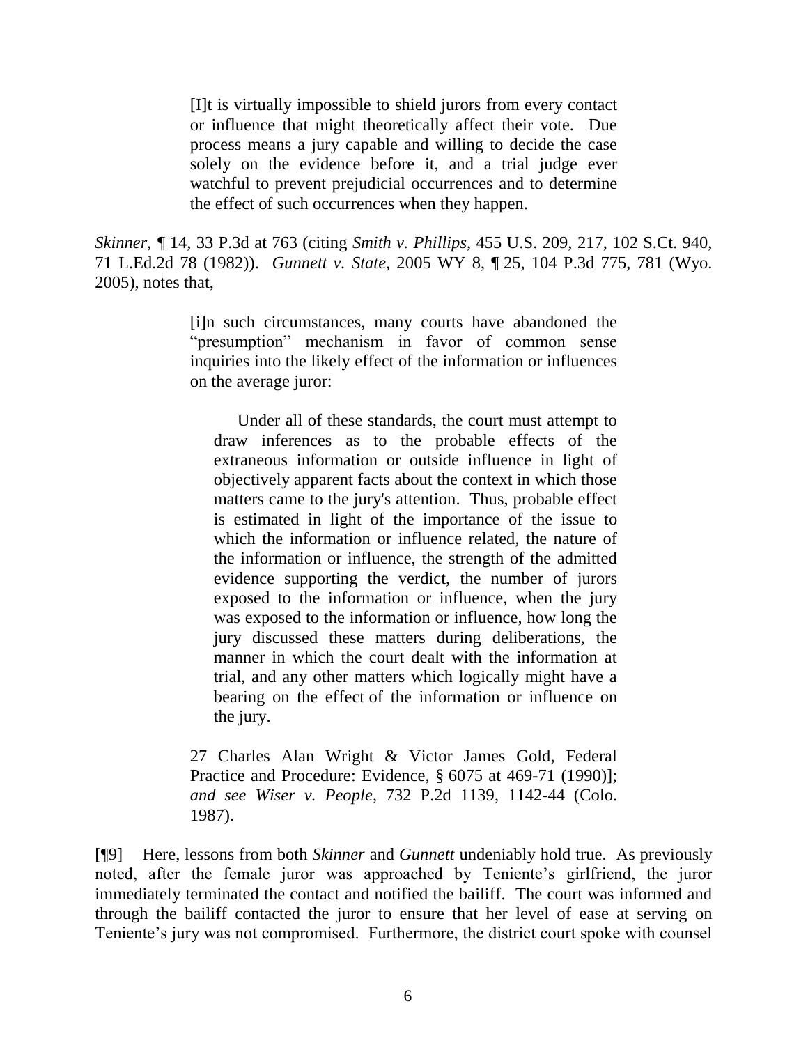> [I]t is virtually impossible to shield jurors from every contact or influence that might theoretically affect their vote. Due process means a jury capable and willing to decide the case solely on the evidence before it, and a trial judge ever watchful to prevent prejudicial occurrences and to determine the effect of such occurrences when they happen.

*Skinner*, ¶ 14, 33 P.3d at 763 (citing *Smith v. Phillips*, 455 U.S. 209, 217, 102 S.Ct. 940, 71 L.Ed.2d 78 (1982)). *Gunnett v. State*, 2005 WY 8, ¶ 25, 104 P.3d 775, 781 (Wyo. 2005), notes that,

> [i]n such circumstances, many courts have abandoned the "presumption" mechanism in favor of common sense inquiries into the likely effect of the information or influences on the average juror:
>
> > Under all of these standards, the court must attempt to draw inferences as to the probable effects of the extraneous information or outside influence in light of objectively apparent facts about the context in which those matters came to the jury's attention. Thus, probable effect is estimated in light of the importance of the issue to which the information or influence related, the nature of the information or influence, the strength of the admitted evidence supporting the verdict, the number of jurors exposed to the information or influence, when the jury was exposed to the information or influence, how long the jury discussed these matters during deliberations, the manner in which the court dealt with the information at trial, and any other matters which logically might have a bearing on the effect of the information or influence on the jury.
>
> 27 Charles Alan Wright & Victor James Gold, Federal Practice and Procedure: Evidence, § 6075 at 469-71 (1990)]; *and see Wiser v. People*, 732 P.2d 1139, 1142-44 (Colo. 1987).

[¶9] Here, lessons from both *Skinner* and *Gunnett* undeniably hold true. As previously noted, after the female juror was approached by Teniente's girlfriend, the juror immediately terminated the contact and notified the bailiff. The court was informed and through the bailiff contacted the juror to ensure that her level of ease at serving on Teniente's jury was not compromised. Furthermore, the district court spoke with counsel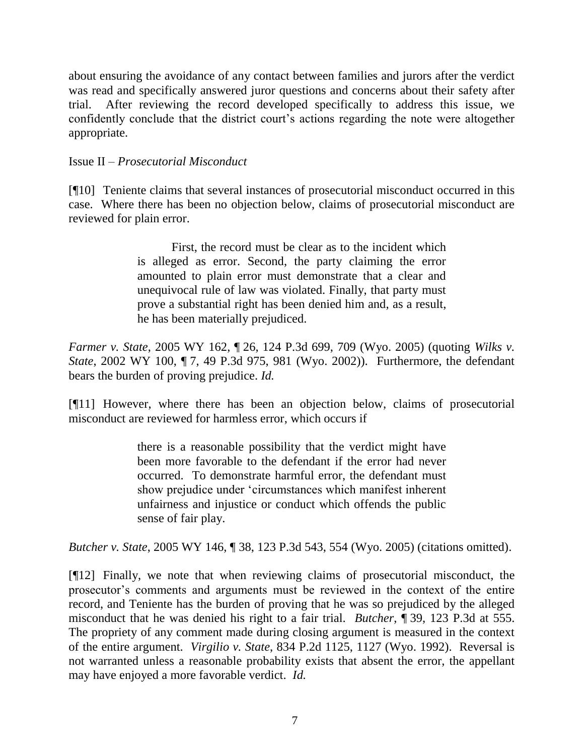about ensuring the avoidance of any contact between families and jurors after the verdict was read and specifically answered juror questions and concerns about their safety after trial. After reviewing the record developed specifically to address this issue, we confidently conclude that the district court's actions regarding the note were altogether appropriate.

Issue II – *Prosecutorial Misconduct*

[¶10] Teniente claims that several instances of prosecutorial misconduct occurred in this case. Where there has been no objection below, claims of prosecutorial misconduct are reviewed for plain error.

> First, the record must be clear as to the incident which is alleged as error. Second, the party claiming the error amounted to plain error must demonstrate that a clear and unequivocal rule of law was violated. Finally, that party must prove a substantial right has been denied him and, as a result, he has been materially prejudiced.

*Farmer v. State*, 2005 WY 162, ¶ 26, 124 P.3d 699, 709 (Wyo. 2005) (quoting *Wilks v. State*, 2002 WY 100, ¶ 7, 49 P.3d 975, 981 (Wyo. 2002)). Furthermore, the defendant bears the burden of proving prejudice. *Id.*

[¶11] However, where there has been an objection below, claims of prosecutorial misconduct are reviewed for harmless error, which occurs if

> there is a reasonable possibility that the verdict might have been more favorable to the defendant if the error had never occurred. To demonstrate harmful error, the defendant must show prejudice under 'circumstances which manifest inherent unfairness and injustice or conduct which offends the public sense of fair play.

*Butcher v. State*, 2005 WY 146, ¶ 38, 123 P.3d 543, 554 (Wyo. 2005) (citations omitted).

[¶12] Finally, we note that when reviewing claims of prosecutorial misconduct, the prosecutor's comments and arguments must be reviewed in the context of the entire record, and Teniente has the burden of proving that he was so prejudiced by the alleged misconduct that he was denied his right to a fair trial. *Butcher*, ¶ 39, 123 P.3d at 555. The propriety of any comment made during closing argument is measured in the context of the entire argument. *Virgilio v. State*, 834 P.2d 1125, 1127 (Wyo. 1992). Reversal is not warranted unless a reasonable probability exists that absent the error, the appellant may have enjoyed a more favorable verdict. *Id.*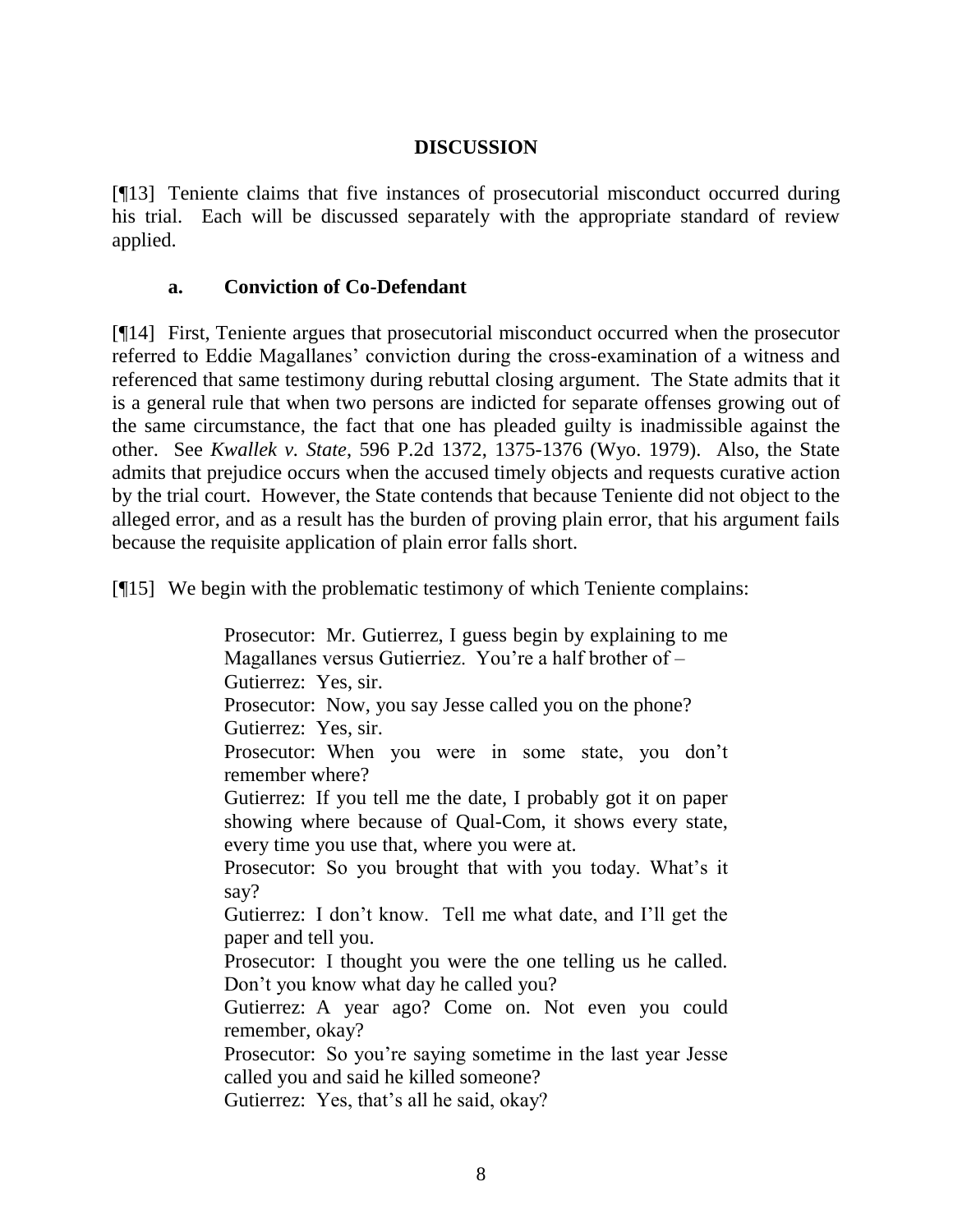## DISCUSSION

[¶13] Teniente claims that five instances of prosecutorial misconduct occurred during his trial. Each will be discussed separately with the appropriate standard of review applied.

### a. Conviction of Co-Defendant

[¶14] First, Teniente argues that prosecutorial misconduct occurred when the prosecutor referred to Eddie Magallanes' conviction during the cross-examination of a witness and referenced that same testimony during rebuttal closing argument. The State admits that it is a general rule that when two persons are indicted for separate offenses growing out of the same circumstance, the fact that one has pleaded guilty is inadmissible against the other. See *Kwallek v. State*, 596 P.2d 1372, 1375-1376 (Wyo. 1979). Also, the State admits that prejudice occurs when the accused timely objects and requests curative action by the trial court. However, the State contends that because Teniente did not object to the alleged error, and as a result has the burden of proving plain error, that his argument fails because the requisite application of plain error falls short.

[¶15] We begin with the problematic testimony of which Teniente complains:

> Prosecutor: Mr. Gutierrez, I guess begin by explaining to me Magallanes versus Gutierriez. You're a half brother of –
> Gutierrez: Yes, sir.
> Prosecutor: Now, you say Jesse called you on the phone?
> Gutierrez: Yes, sir.
> Prosecutor: When you were in some state, you don't remember where?
> Gutierrez: If you tell me the date, I probably got it on paper showing where because of Qual-Com, it shows every state, every time you use that, where you were at.
> Prosecutor: So you brought that with you today. What's it say?
> Gutierrez: I don't know. Tell me what date, and I'll get the paper and tell you.
> Prosecutor: I thought you were the one telling us he called. Don't you know what day he called you?
> Gutierrez: A year ago? Come on. Not even you could remember, okay?
> Prosecutor: So you're saying sometime in the last year Jesse called you and said he killed someone?
> Gutierrez: Yes, that's all he said, okay?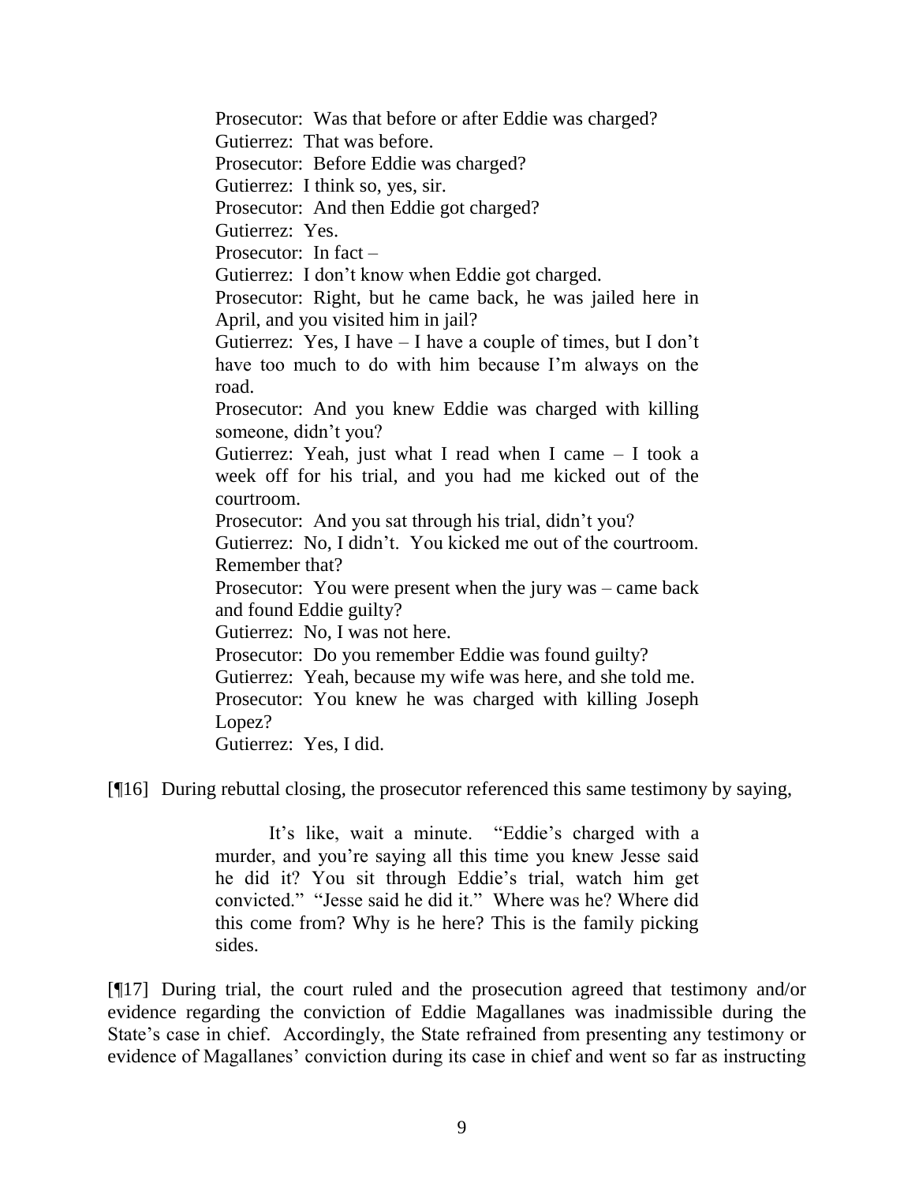> Prosecutor: Was that before or after Eddie was charged?
> Gutierrez: That was before.
> Prosecutor: Before Eddie was charged?
> Gutierrez: I think so, yes, sir.
> Prosecutor: And then Eddie got charged?
> Gutierrez: Yes.
> Prosecutor: In fact –
> Gutierrez: I don't know when Eddie got charged.
> Prosecutor: Right, but he came back, he was jailed here in April, and you visited him in jail?
> Gutierrez: Yes, I have – I have a couple of times, but I don't have too much to do with him because I'm always on the road.
> Prosecutor: And you knew Eddie was charged with killing someone, didn't you?
> Gutierrez: Yeah, just what I read when I came – I took a week off for his trial, and you had me kicked out of the courtroom.
> Prosecutor: And you sat through his trial, didn't you?
> Gutierrez: No, I didn't. You kicked me out of the courtroom. Remember that?
> Prosecutor: You were present when the jury was – came back and found Eddie guilty?
> Gutierrez: No, I was not here.
> Prosecutor: Do you remember Eddie was found guilty?
> Gutierrez: Yeah, because my wife was here, and she told me.
> Prosecutor: You knew he was charged with killing Joseph Lopez?
> Gutierrez: Yes, I did.

[¶16] During rebuttal closing, the prosecutor referenced this same testimony by saying,

> It's like, wait a minute. "Eddie's charged with a murder, and you're saying all this time you knew Jesse said he did it? You sit through Eddie's trial, watch him get convicted." "Jesse said he did it." Where was he? Where did this come from? Why is he here? This is the family picking sides.

[¶17] During trial, the court ruled and the prosecution agreed that testimony and/or evidence regarding the conviction of Eddie Magallanes was inadmissible during the State's case in chief. Accordingly, the State refrained from presenting any testimony or evidence of Magallanes' conviction during its case in chief and went so far as instructing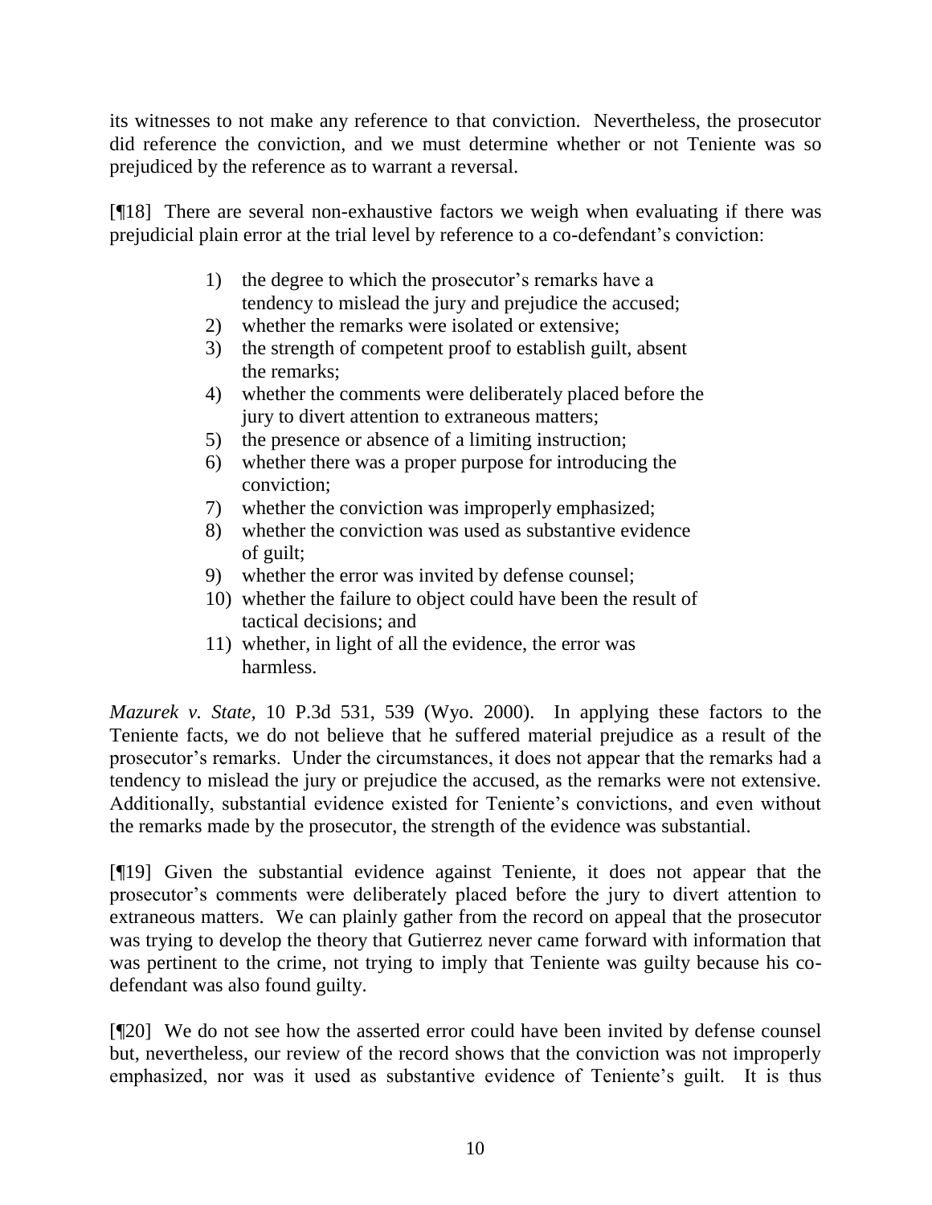its witnesses to not make any reference to that conviction. Nevertheless, the prosecutor did reference the conviction, and we must determine whether or not Teniente was so prejudiced by the reference as to warrant a reversal.

[¶18] There are several non-exhaustive factors we weigh when evaluating if there was prejudicial plain error at the trial level by reference to a co-defendant's conviction:

> 1) the degree to which the prosecutor's remarks have a tendency to mislead the jury and prejudice the accused;
> 2) whether the remarks were isolated or extensive;
> 3) the strength of competent proof to establish guilt, absent the remarks;
> 4) whether the comments were deliberately placed before the jury to divert attention to extraneous matters;
> 5) the presence or absence of a limiting instruction;
> 6) whether there was a proper purpose for introducing the conviction;
> 7) whether the conviction was improperly emphasized;
> 8) whether the conviction was used as substantive evidence of guilt;
> 9) whether the error was invited by defense counsel;
> 10) whether the failure to object could have been the result of tactical decisions; and
> 11) whether, in light of all the evidence, the error was harmless.

*Mazurek v. State*, 10 P.3d 531, 539 (Wyo. 2000). In applying these factors to the Teniente facts, we do not believe that he suffered material prejudice as a result of the prosecutor's remarks. Under the circumstances, it does not appear that the remarks had a tendency to mislead the jury or prejudice the accused, as the remarks were not extensive. Additionally, substantial evidence existed for Teniente's convictions, and even without the remarks made by the prosecutor, the strength of the evidence was substantial.

[¶19] Given the substantial evidence against Teniente, it does not appear that the prosecutor's comments were deliberately placed before the jury to divert attention to extraneous matters. We can plainly gather from the record on appeal that the prosecutor was trying to develop the theory that Gutierrez never came forward with information that was pertinent to the crime, not trying to imply that Teniente was guilty because his co-defendant was also found guilty.

[¶20] We do not see how the asserted error could have been invited by defense counsel but, nevertheless, our review of the record shows that the conviction was not improperly emphasized, nor was it used as substantive evidence of Teniente's guilt. It is thus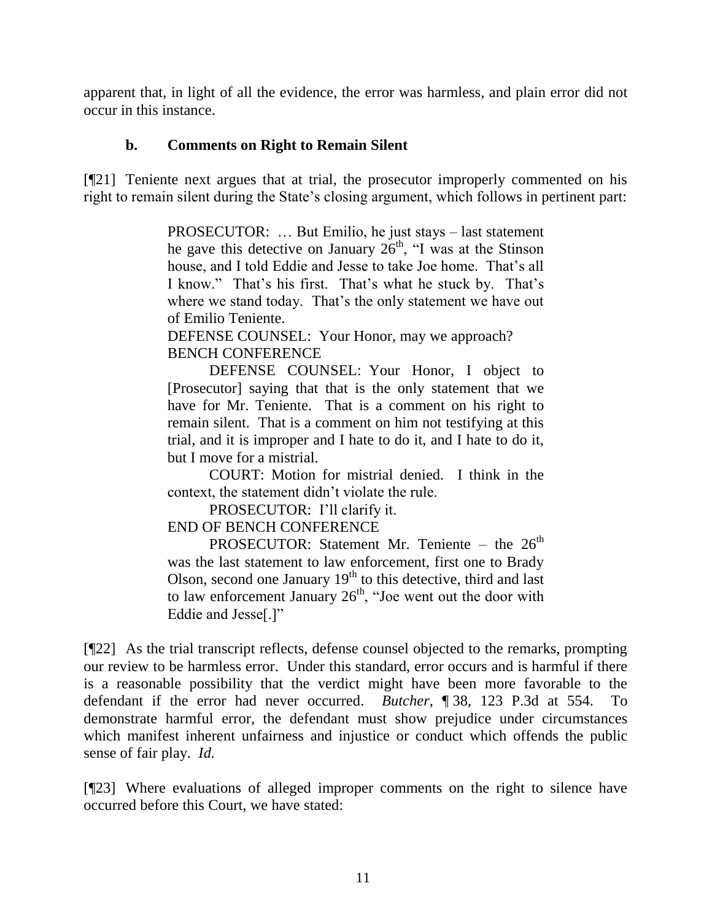apparent that, in light of all the evidence, the error was harmless, and plain error did not occur in this instance.

### b. Comments on Right to Remain Silent

[¶21] Teniente next argues that at trial, the prosecutor improperly commented on his right to remain silent during the State's closing argument, which follows in pertinent part:

> PROSECUTOR: … But Emilio, he just stays – last statement he gave this detective on January 26th, "I was at the Stinson house, and I told Eddie and Jesse to take Joe home. That's all I know." That's his first. That's what he stuck by. That's where we stand today. That's the only statement we have out of Emilio Teniente.
>
> DEFENSE COUNSEL: Your Honor, may we approach?
>
> BENCH CONFERENCE
>
> DEFENSE COUNSEL: Your Honor, I object to [Prosecutor] saying that that is the only statement that we have for Mr. Teniente. That is a comment on his right to remain silent. That is a comment on him not testifying at this trial, and it is improper and I hate to do it, and I hate to do it, but I move for a mistrial.
>
> COURT: Motion for mistrial denied. I think in the context, the statement didn't violate the rule.
>
> PROSECUTOR: I'll clarify it.
>
> END OF BENCH CONFERENCE
>
> PROSECUTOR: Statement Mr. Teniente – the 26th was the last statement to law enforcement, first one to Brady Olson, second one January 19th to this detective, third and last to law enforcement January 26th, "Joe went out the door with Eddie and Jesse[.]"

[¶22] As the trial transcript reflects, defense counsel objected to the remarks, prompting our review to be harmless error. Under this standard, error occurs and is harmful if there is a reasonable possibility that the verdict might have been more favorable to the defendant if the error had never occurred. *Butcher*, ¶ 38, 123 P.3d at 554. To demonstrate harmful error, the defendant must show prejudice under circumstances which manifest inherent unfairness and injustice or conduct which offends the public sense of fair play. *Id.*

[¶23] Where evaluations of alleged improper comments on the right to silence have occurred before this Court, we have stated: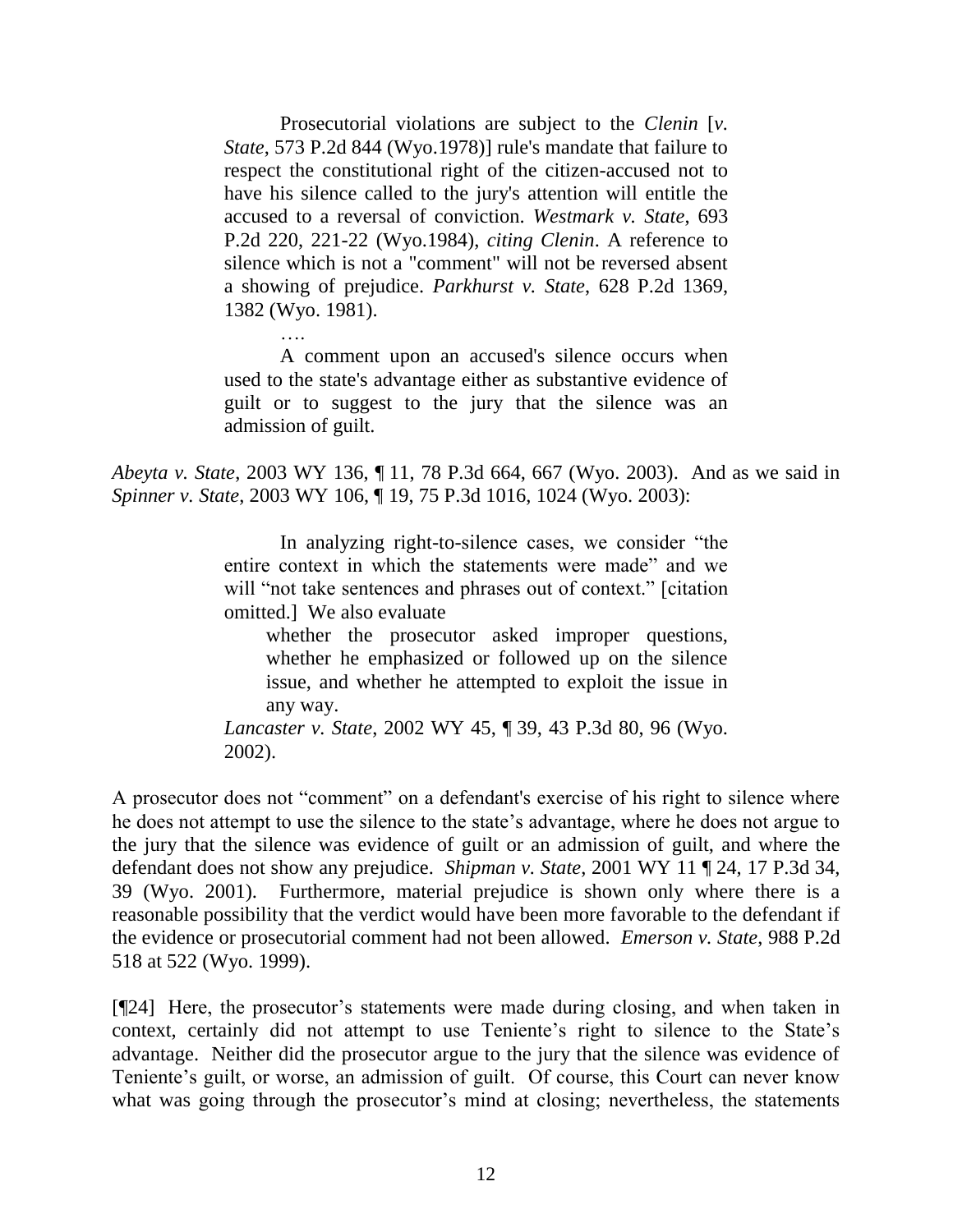> Prosecutorial violations are subject to the *Clenin* [*v. State*, 573 P.2d 844 (Wyo.1978)] rule's mandate that failure to respect the constitutional right of the citizen-accused not to have his silence called to the jury's attention will entitle the accused to a reversal of conviction. *Westmark v. State*, 693 P.2d 220, 221-22 (Wyo.1984), *citing Clenin*. A reference to silence which is not a "comment" will not be reversed absent a showing of prejudice. *Parkhurst v. State*, 628 P.2d 1369, 1382 (Wyo. 1981).
>
> ….
>
> A comment upon an accused's silence occurs when used to the state's advantage either as substantive evidence of guilt or to suggest to the jury that the silence was an admission of guilt.

*Abeyta v. State*, 2003 WY 136, ¶ 11, 78 P.3d 664, 667 (Wyo. 2003). And as we said in *Spinner v. State*, 2003 WY 106, ¶ 19, 75 P.3d 1016, 1024 (Wyo. 2003):

> In analyzing right-to-silence cases, we consider "the entire context in which the statements were made" and we will "not take sentences and phrases out of context." [citation omitted.] We also evaluate
>
> > whether the prosecutor asked improper questions, whether he emphasized or followed up on the silence issue, and whether he attempted to exploit the issue in any way.
>
> *Lancaster v. State*, 2002 WY 45, ¶ 39, 43 P.3d 80, 96 (Wyo. 2002).

A prosecutor does not "comment" on a defendant's exercise of his right to silence where he does not attempt to use the silence to the state's advantage, where he does not argue to the jury that the silence was evidence of guilt or an admission of guilt, and where the defendant does not show any prejudice. *Shipman v. State*, 2001 WY 11 ¶ 24, 17 P.3d 34, 39 (Wyo. 2001). Furthermore, material prejudice is shown only where there is a reasonable possibility that the verdict would have been more favorable to the defendant if the evidence or prosecutorial comment had not been allowed. *Emerson v. State*, 988 P.2d 518 at 522 (Wyo. 1999).

[¶24] Here, the prosecutor's statements were made during closing, and when taken in context, certainly did not attempt to use Teniente's right to silence to the State's advantage. Neither did the prosecutor argue to the jury that the silence was evidence of Teniente's guilt, or worse, an admission of guilt. Of course, this Court can never know what was going through the prosecutor's mind at closing; nevertheless, the statements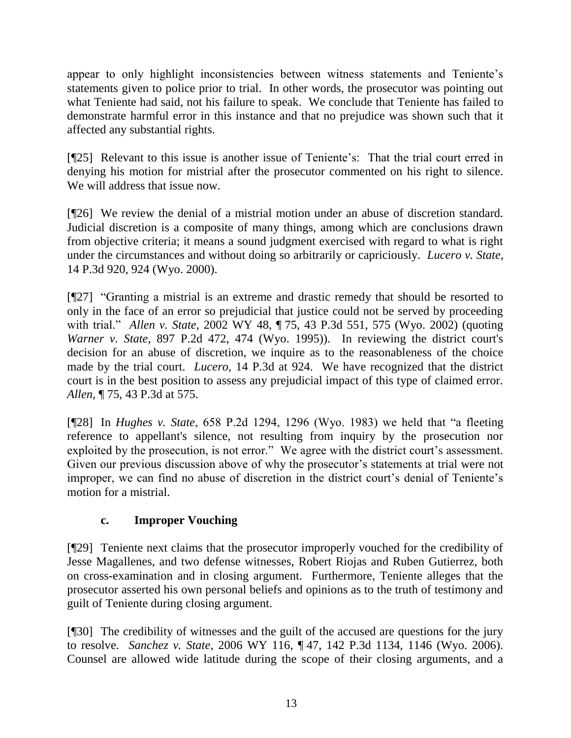appear to only highlight inconsistencies between witness statements and Teniente's statements given to police prior to trial. In other words, the prosecutor was pointing out what Teniente had said, not his failure to speak. We conclude that Teniente has failed to demonstrate harmful error in this instance and that no prejudice was shown such that it affected any substantial rights.

[¶25] Relevant to this issue is another issue of Teniente's: That the trial court erred in denying his motion for mistrial after the prosecutor commented on his right to silence. We will address that issue now.

[¶26] We review the denial of a mistrial motion under an abuse of discretion standard. Judicial discretion is a composite of many things, among which are conclusions drawn from objective criteria; it means a sound judgment exercised with regard to what is right under the circumstances and without doing so arbitrarily or capriciously. *Lucero v. State*, 14 P.3d 920, 924 (Wyo. 2000).

[¶27] "Granting a mistrial is an extreme and drastic remedy that should be resorted to only in the face of an error so prejudicial that justice could not be served by proceeding with trial." *Allen v. State*, 2002 WY 48, ¶ 75, 43 P.3d 551, 575 (Wyo. 2002) (quoting *Warner v. State*, 897 P.2d 472, 474 (Wyo. 1995)). In reviewing the district court's decision for an abuse of discretion, we inquire as to the reasonableness of the choice made by the trial court. *Lucero*, 14 P.3d at 924. We have recognized that the district court is in the best position to assess any prejudicial impact of this type of claimed error. *Allen*, ¶ 75, 43 P.3d at 575.

[¶28] In *Hughes v. State*, 658 P.2d 1294, 1296 (Wyo. 1983) we held that "a fleeting reference to appellant's silence, not resulting from inquiry by the prosecution nor exploited by the prosecution, is not error." We agree with the district court's assessment. Given our previous discussion above of why the prosecutor's statements at trial were not improper, we can find no abuse of discretion in the district court's denial of Teniente's motion for a mistrial.

### c. Improper Vouching

[¶29] Teniente next claims that the prosecutor improperly vouched for the credibility of Jesse Magallenes, and two defense witnesses, Robert Riojas and Ruben Gutierrez, both on cross-examination and in closing argument. Furthermore, Teniente alleges that the prosecutor asserted his own personal beliefs and opinions as to the truth of testimony and guilt of Teniente during closing argument.

[¶30] The credibility of witnesses and the guilt of the accused are questions for the jury to resolve. *Sanchez v. State*, 2006 WY 116, ¶ 47, 142 P.3d 1134, 1146 (Wyo. 2006). Counsel are allowed wide latitude during the scope of their closing arguments, and a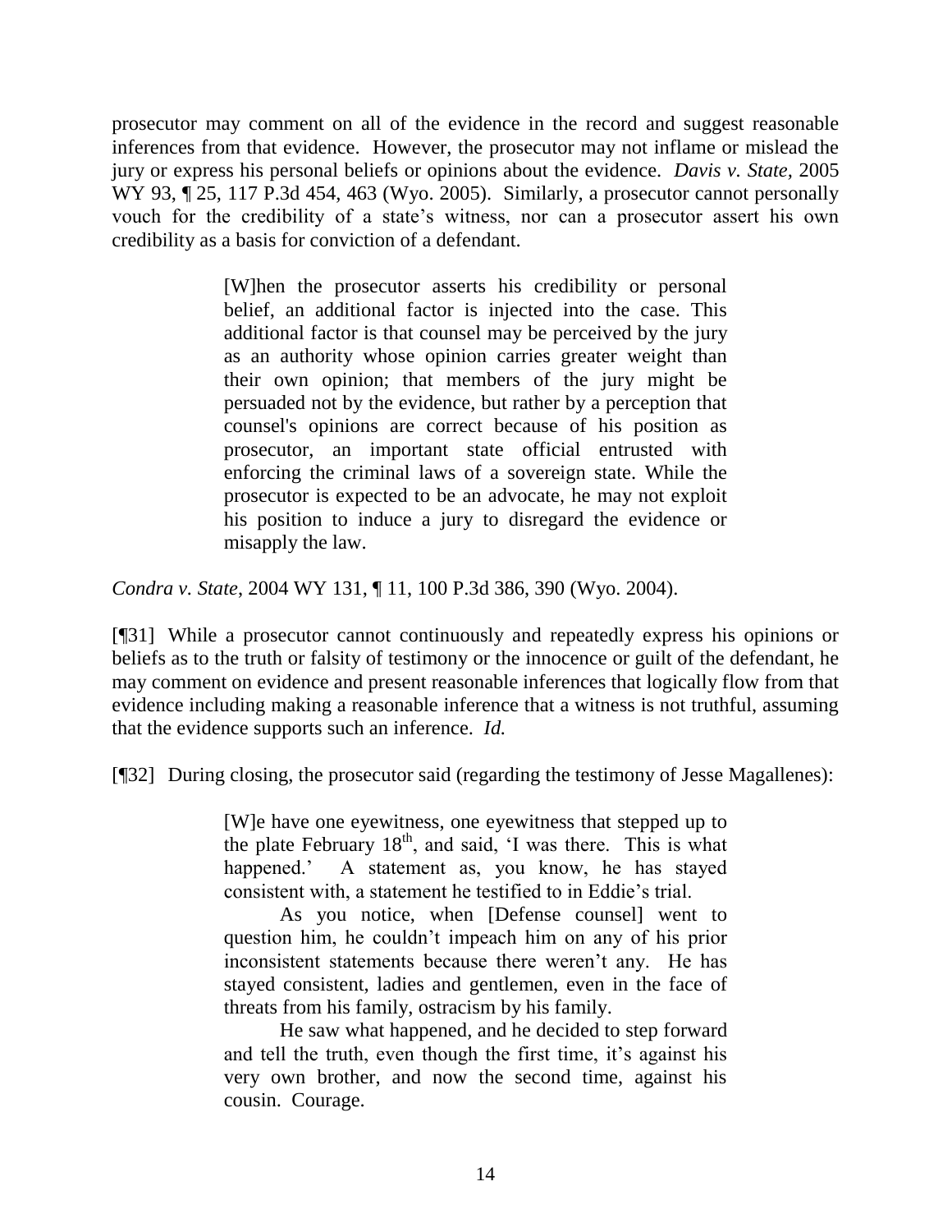prosecutor may comment on all of the evidence in the record and suggest reasonable inferences from that evidence. However, the prosecutor may not inflame or mislead the jury or express his personal beliefs or opinions about the evidence. *Davis v. State,* 2005 WY 93, ¶ 25, 117 P.3d 454, 463 (Wyo. 2005). Similarly, a prosecutor cannot personally vouch for the credibility of a state's witness, nor can a prosecutor assert his own credibility as a basis for conviction of a defendant.

> [W]hen the prosecutor asserts his credibility or personal belief, an additional factor is injected into the case. This additional factor is that counsel may be perceived by the jury as an authority whose opinion carries greater weight than their own opinion; that members of the jury might be persuaded not by the evidence, but rather by a perception that counsel's opinions are correct because of his position as prosecutor, an important state official entrusted with enforcing the criminal laws of a sovereign state. While the prosecutor is expected to be an advocate, he may not exploit his position to induce a jury to disregard the evidence or misapply the law.

*Condra v. State*, 2004 WY 131, ¶ 11, 100 P.3d 386, 390 (Wyo. 2004).

[¶31] While a prosecutor cannot continuously and repeatedly express his opinions or beliefs as to the truth or falsity of testimony or the innocence or guilt of the defendant, he may comment on evidence and present reasonable inferences that logically flow from that evidence including making a reasonable inference that a witness is not truthful, assuming that the evidence supports such an inference. *Id.*

[¶32] During closing, the prosecutor said (regarding the testimony of Jesse Magallenes):

> [W]e have one eyewitness, one eyewitness that stepped up to the plate February 18th, and said, 'I was there. This is what happened.' A statement as, you know, he has stayed consistent with, a statement he testified to in Eddie's trial.
>
> As you notice, when [Defense counsel] went to question him, he couldn't impeach him on any of his prior inconsistent statements because there weren't any. He has stayed consistent, ladies and gentlemen, even in the face of threats from his family, ostracism by his family.
>
> He saw what happened, and he decided to step forward and tell the truth, even though the first time, it's against his very own brother, and now the second time, against his cousin. Courage.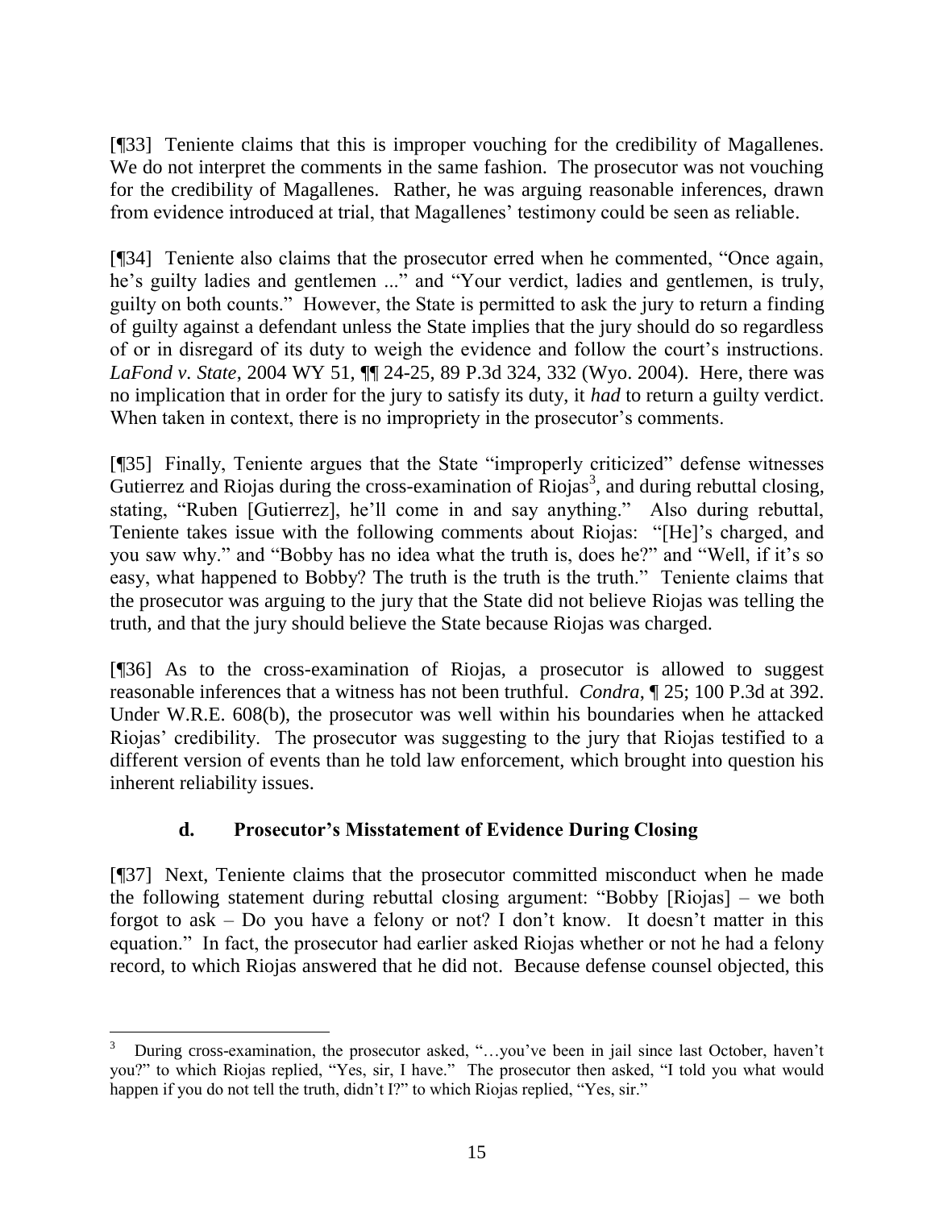[¶33] Teniente claims that this is improper vouching for the credibility of Magallenes. We do not interpret the comments in the same fashion. The prosecutor was not vouching for the credibility of Magallenes. Rather, he was arguing reasonable inferences, drawn from evidence introduced at trial, that Magallenes' testimony could be seen as reliable.

[¶34] Teniente also claims that the prosecutor erred when he commented, "Once again, he's guilty ladies and gentlemen ..." and "Your verdict, ladies and gentlemen, is truly, guilty on both counts." However, the State is permitted to ask the jury to return a finding of guilty against a defendant unless the State implies that the jury should do so regardless of or in disregard of its duty to weigh the evidence and follow the court's instructions. *LaFond v. State*, 2004 WY 51, ¶¶ 24-25, 89 P.3d 324, 332 (Wyo. 2004). Here, there was no implication that in order for the jury to satisfy its duty, it *had* to return a guilty verdict. When taken in context, there is no impropriety in the prosecutor's comments.

[¶35] Finally, Teniente argues that the State "improperly criticized" defense witnesses Gutierrez and Riojas during the cross-examination of Riojas[3], and during rebuttal closing, stating, "Ruben [Gutierrez], he'll come in and say anything." Also during rebuttal, Teniente takes issue with the following comments about Riojas: "[He]'s charged, and you saw why." and "Bobby has no idea what the truth is, does he?" and "Well, if it's so easy, what happened to Bobby? The truth is the truth is the truth." Teniente claims that the prosecutor was arguing to the jury that the State did not believe Riojas was telling the truth, and that the jury should believe the State because Riojas was charged.

[¶36] As to the cross-examination of Riojas, a prosecutor is allowed to suggest reasonable inferences that a witness has not been truthful. *Condra*, ¶ 25; 100 P.3d at 392. Under W.R.E. 608(b), the prosecutor was well within his boundaries when he attacked Riojas' credibility. The prosecutor was suggesting to the jury that Riojas testified to a different version of events than he told law enforcement, which brought into question his inherent reliability issues.

### d. Prosecutor's Misstatement of Evidence During Closing

[¶37] Next, Teniente claims that the prosecutor committed misconduct when he made the following statement during rebuttal closing argument: "Bobby [Riojas] – we both forgot to ask – Do you have a felony or not? I don't know. It doesn't matter in this equation." In fact, the prosecutor had earlier asked Riojas whether or not he had a felony record, to which Riojas answered that he did not. Because defense counsel objected, this

---

[3] During cross-examination, the prosecutor asked, "…you've been in jail since last October, haven't you?" to which Riojas replied, "Yes, sir, I have." The prosecutor then asked, "I told you what would happen if you do not tell the truth, didn't I?" to which Riojas replied, "Yes, sir."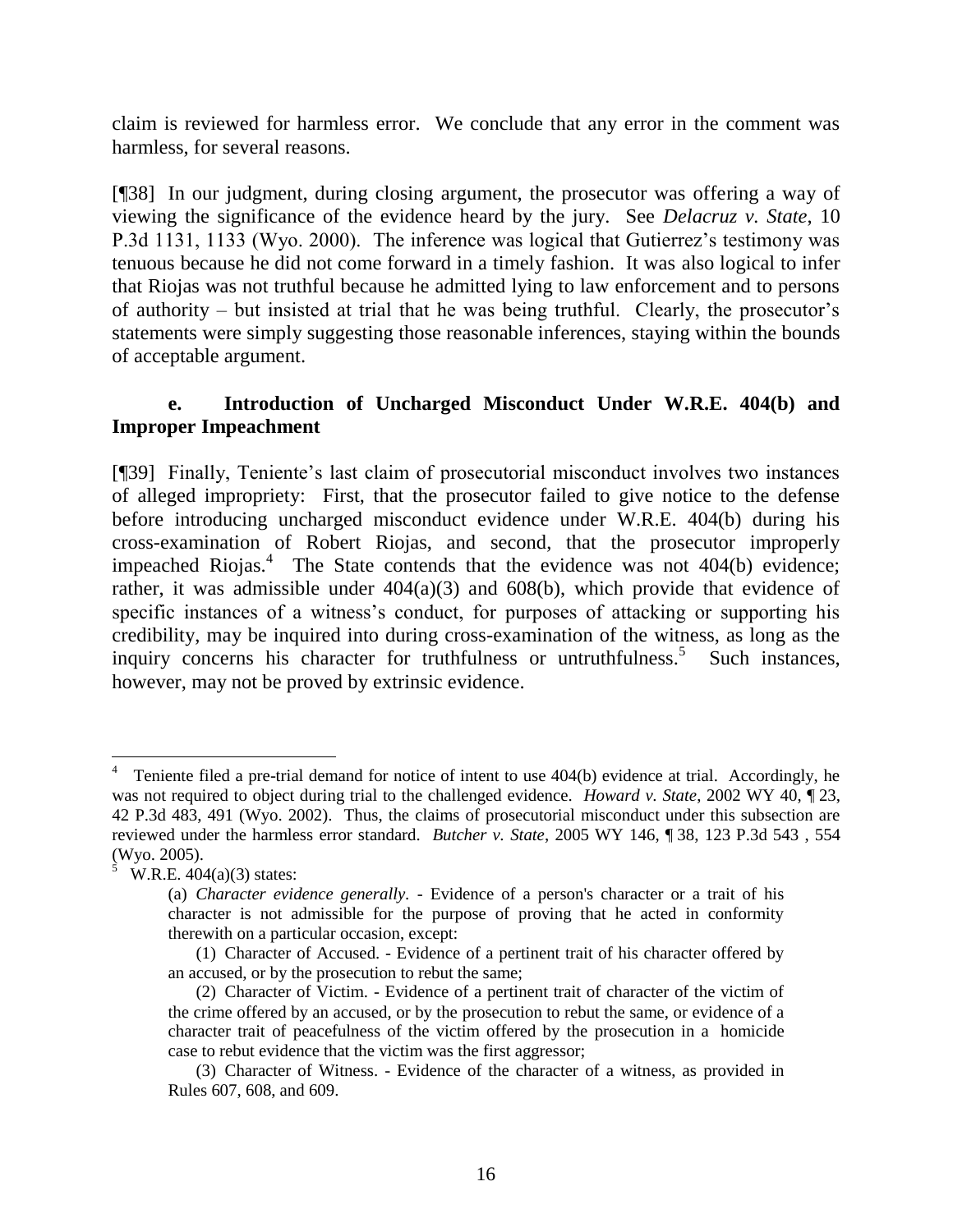claim is reviewed for harmless error. We conclude that any error in the comment was harmless, for several reasons.

[¶38] In our judgment, during closing argument, the prosecutor was offering a way of viewing the significance of the evidence heard by the jury. See *Delacruz v. State*, 10 P.3d 1131, 1133 (Wyo. 2000). The inference was logical that Gutierrez's testimony was tenuous because he did not come forward in a timely fashion. It was also logical to infer that Riojas was not truthful because he admitted lying to law enforcement and to persons of authority – but insisted at trial that he was being truthful. Clearly, the prosecutor's statements were simply suggesting those reasonable inferences, staying within the bounds of acceptable argument.

### e. Introduction of Uncharged Misconduct Under W.R.E. 404(b) and Improper Impeachment

[¶39] Finally, Teniente's last claim of prosecutorial misconduct involves two instances of alleged impropriety: First, that the prosecutor failed to give notice to the defense before introducing uncharged misconduct evidence under W.R.E. 404(b) during his cross-examination of Robert Riojas, and second, that the prosecutor improperly impeached Riojas.[4] The State contends that the evidence was not 404(b) evidence; rather, it was admissible under 404(a)(3) and 608(b), which provide that evidence of specific instances of a witness's conduct, for purposes of attacking or supporting his credibility, may be inquired into during cross-examination of the witness, as long as the inquiry concerns his character for truthfulness or untruthfulness.[5] Such instances, however, may not be proved by extrinsic evidence.

---

[4] Teniente filed a pre-trial demand for notice of intent to use 404(b) evidence at trial. Accordingly, he was not required to object during trial to the challenged evidence. *Howard v. State*, 2002 WY 40, ¶ 23, 42 P.3d 483, 491 (Wyo. 2002). Thus, the claims of prosecutorial misconduct under this subsection are reviewed under the harmless error standard. *Butcher v. State*, 2005 WY 146, ¶ 38, 123 P.3d 543 , 554 (Wyo. 2005).

[5] W.R.E. 404(a)(3) states:

> (a) *Character evidence generally.* - Evidence of a person's character or a trait of his character is not admissible for the purpose of proving that he acted in conformity therewith on a particular occasion, except:
>
> (1) Character of Accused. - Evidence of a pertinent trait of his character offered by an accused, or by the prosecution to rebut the same;
>
> (2) Character of Victim. - Evidence of a pertinent trait of character of the victim of the crime offered by an accused, or by the prosecution to rebut the same, or evidence of a character trait of peacefulness of the victim offered by the prosecution in a homicide case to rebut evidence that the victim was the first aggressor;
>
> (3) Character of Witness. - Evidence of the character of a witness, as provided in Rules 607, 608, and 609.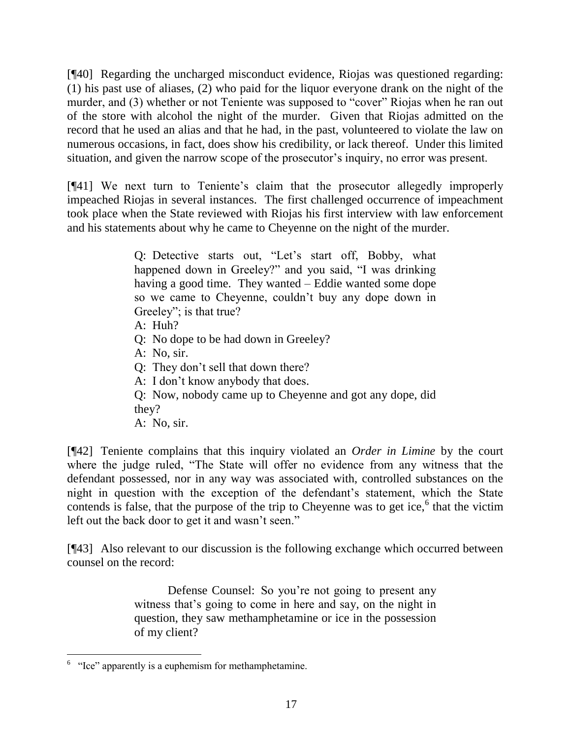[¶40] Regarding the uncharged misconduct evidence, Riojas was questioned regarding: (1) his past use of aliases, (2) who paid for the liquor everyone drank on the night of the murder, and (3) whether or not Teniente was supposed to "cover" Riojas when he ran out of the store with alcohol the night of the murder. Given that Riojas admitted on the record that he used an alias and that he had, in the past, volunteered to violate the law on numerous occasions, in fact, does show his credibility, or lack thereof. Under this limited situation, and given the narrow scope of the prosecutor's inquiry, no error was present.

[¶41] We next turn to Teniente's claim that the prosecutor allegedly improperly impeached Riojas in several instances. The first challenged occurrence of impeachment took place when the State reviewed with Riojas his first interview with law enforcement and his statements about why he came to Cheyenne on the night of the murder.

> Q: Detective starts out, "Let's start off, Bobby, what happened down in Greeley?" and you said, "I was drinking having a good time. They wanted – Eddie wanted some dope so we came to Cheyenne, couldn't buy any dope down in Greeley"; is that true?
>
> A: Huh?
>
> Q: No dope to be had down in Greeley?
>
> A: No, sir.
>
> Q: They don't sell that down there?
>
> A: I don't know anybody that does.
>
> Q: Now, nobody came up to Cheyenne and got any dope, did they?
>
> A: No, sir.

[¶42] Teniente complains that this inquiry violated an *Order in Limine* by the court where the judge ruled, "The State will offer no evidence from any witness that the defendant possessed, nor in any way was associated with, controlled substances on the night in question with the exception of the defendant's statement, which the State contends is false, that the purpose of the trip to Cheyenne was to get ice,[6] that the victim left out the back door to get it and wasn't seen."

[¶43] Also relevant to our discussion is the following exchange which occurred between counsel on the record:

> Defense Counsel: So you're not going to present any witness that's going to come in here and say, on the night in question, they saw methamphetamine or ice in the possession of my client?

---

[6] "Ice" apparently is a euphemism for methamphetamine.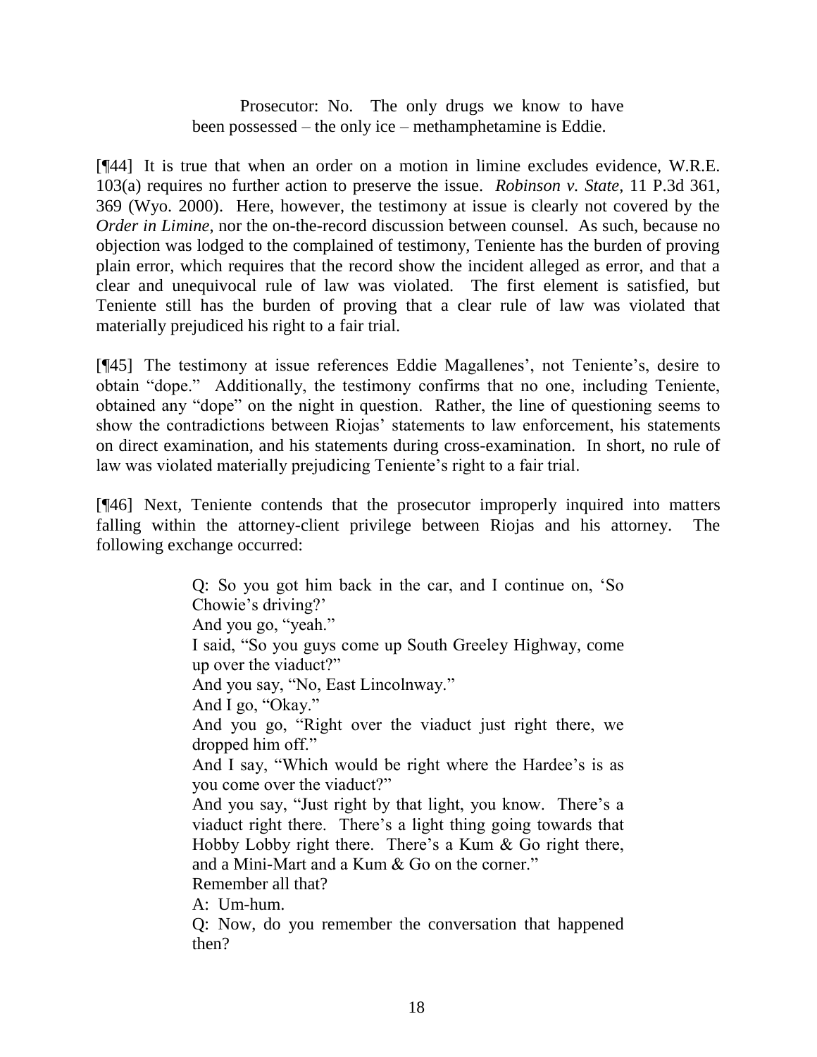> Prosecutor: No. The only drugs we know to have been possessed – the only ice – methamphetamine is Eddie.

[¶44] It is true that when an order on a motion in limine excludes evidence, W.R.E. 103(a) requires no further action to preserve the issue. *Robinson v. State*, 11 P.3d 361, 369 (Wyo. 2000). Here, however, the testimony at issue is clearly not covered by the *Order in Limine*, nor the on-the-record discussion between counsel. As such, because no objection was lodged to the complained of testimony, Teniente has the burden of proving plain error, which requires that the record show the incident alleged as error, and that a clear and unequivocal rule of law was violated. The first element is satisfied, but Teniente still has the burden of proving that a clear rule of law was violated that materially prejudiced his right to a fair trial.

[¶45] The testimony at issue references Eddie Magallenes', not Teniente's, desire to obtain "dope." Additionally, the testimony confirms that no one, including Teniente, obtained any "dope" on the night in question. Rather, the line of questioning seems to show the contradictions between Riojas' statements to law enforcement, his statements on direct examination, and his statements during cross-examination. In short, no rule of law was violated materially prejudicing Teniente's right to a fair trial.

[¶46] Next, Teniente contends that the prosecutor improperly inquired into matters falling within the attorney-client privilege between Riojas and his attorney. The following exchange occurred:

> Q: So you got him back in the car, and I continue on, 'So Chowie's driving?'
> And you go, "yeah."
> I said, "So you guys come up South Greeley Highway, come up over the viaduct?"
> And you say, "No, East Lincolnway."
> And I go, "Okay."
> And you go, "Right over the viaduct just right there, we dropped him off."
> And I say, "Which would be right where the Hardee's is as you come over the viaduct?"
> And you say, "Just right by that light, you know. There's a viaduct right there. There's a light thing going towards that Hobby Lobby right there. There's a Kum & Go right there, and a Mini-Mart and a Kum & Go on the corner."
> Remember all that?
> A: Um-hum.
> Q: Now, do you remember the conversation that happened then?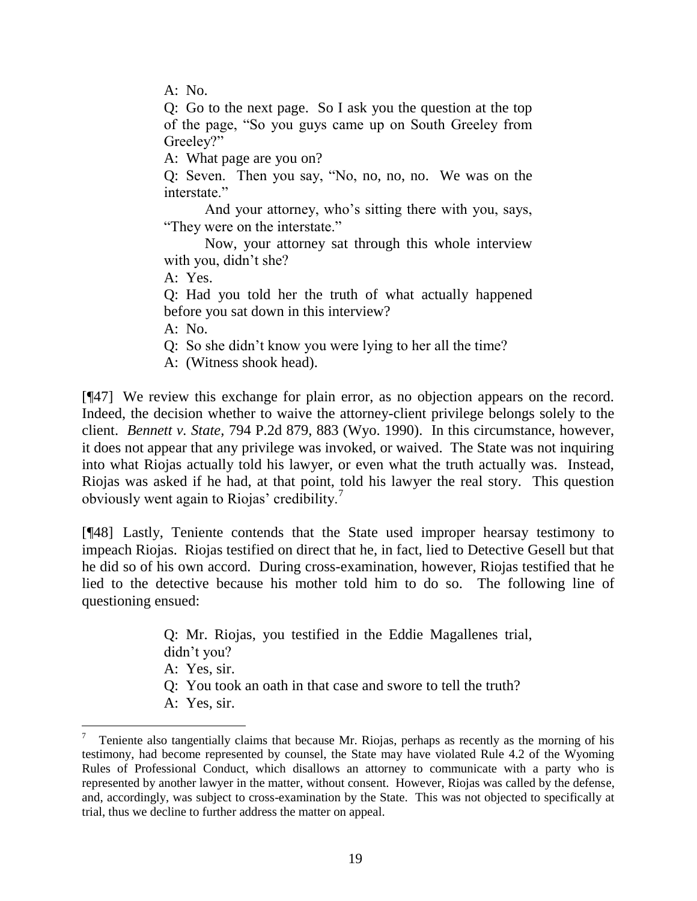> A: No.
>
> Q: Go to the next page. So I ask you the question at the top of the page, "So you guys came up on South Greeley from Greeley?"
>
> A: What page are you on?
>
> Q: Seven. Then you say, "No, no, no, no. We was on the interstate."
>
> And your attorney, who's sitting there with you, says, "They were on the interstate."
>
> Now, your attorney sat through this whole interview with you, didn't she?
>
> A: Yes.
>
> Q: Had you told her the truth of what actually happened before you sat down in this interview?
>
> A: No.
>
> Q: So she didn't know you were lying to her all the time?
>
> A: (Witness shook head).

[¶47] We review this exchange for plain error, as no objection appears on the record. Indeed, the decision whether to waive the attorney-client privilege belongs solely to the client. *Bennett v. State,* 794 P.2d 879, 883 (Wyo. 1990). In this circumstance, however, it does not appear that any privilege was invoked, or waived. The State was not inquiring into what Riojas actually told his lawyer, or even what the truth actually was. Instead, Riojas was asked if he had, at that point, told his lawyer the real story. This question obviously went again to Riojas' credibility.[7]

[¶48] Lastly, Teniente contends that the State used improper hearsay testimony to impeach Riojas. Riojas testified on direct that he, in fact, lied to Detective Gesell but that he did so of his own accord. During cross-examination, however, Riojas testified that he lied to the detective because his mother told him to do so. The following line of questioning ensued:

> Q: Mr. Riojas, you testified in the Eddie Magallenes trial, didn't you?
>
> A: Yes, sir.
>
> Q: You took an oath in that case and swore to tell the truth?
>
> A: Yes, sir.

---

[7] Teniente also tangentially claims that because Mr. Riojas, perhaps as recently as the morning of his testimony, had become represented by counsel, the State may have violated Rule 4.2 of the Wyoming Rules of Professional Conduct, which disallows an attorney to communicate with a party who is represented by another lawyer in the matter, without consent. However, Riojas was called by the defense, and, accordingly, was subject to cross-examination by the State. This was not objected to specifically at trial, thus we decline to further address the matter on appeal.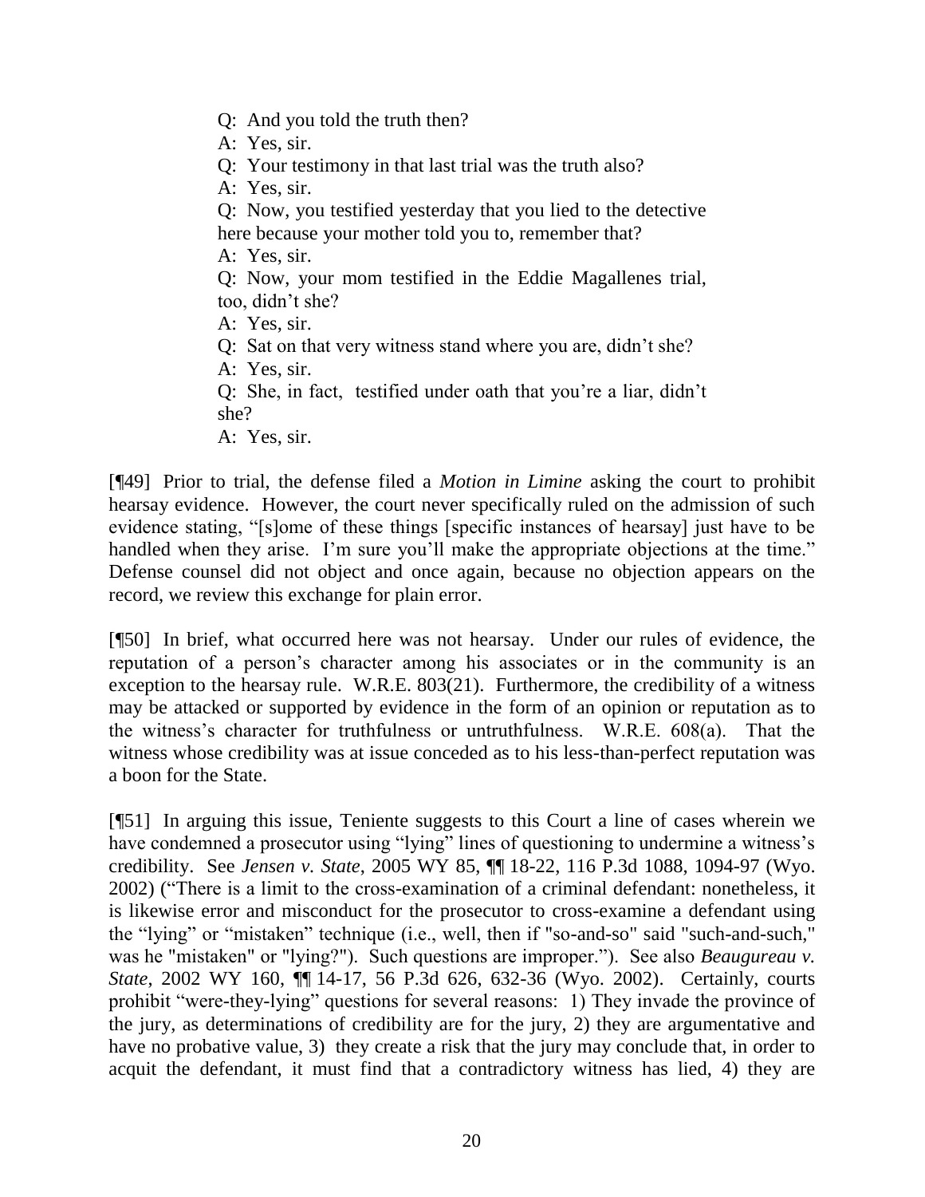> Q: And you told the truth then?
> A: Yes, sir.
> Q: Your testimony in that last trial was the truth also?
> A: Yes, sir.
> Q: Now, you testified yesterday that you lied to the detective here because your mother told you to, remember that?
> A: Yes, sir.
> Q: Now, your mom testified in the Eddie Magallenes trial, too, didn't she?
> A: Yes, sir.
> Q: Sat on that very witness stand where you are, didn't she?
> A: Yes, sir.
> Q: She, in fact, testified under oath that you're a liar, didn't she?
> A: Yes, sir.

[¶49] Prior to trial, the defense filed a *Motion in Limine* asking the court to prohibit hearsay evidence. However, the court never specifically ruled on the admission of such evidence stating, "[s]ome of these things [specific instances of hearsay] just have to be handled when they arise. I'm sure you'll make the appropriate objections at the time." Defense counsel did not object and once again, because no objection appears on the record, we review this exchange for plain error.

[¶50] In brief, what occurred here was not hearsay. Under our rules of evidence, the reputation of a person's character among his associates or in the community is an exception to the hearsay rule. W.R.E. 803(21). Furthermore, the credibility of a witness may be attacked or supported by evidence in the form of an opinion or reputation as to the witness's character for truthfulness or untruthfulness. W.R.E. 608(a). That the witness whose credibility was at issue conceded as to his less-than-perfect reputation was a boon for the State.

[¶51] In arguing this issue, Teniente suggests to this Court a line of cases wherein we have condemned a prosecutor using "lying" lines of questioning to undermine a witness's credibility. See *Jensen v. State*, 2005 WY 85, ¶¶ 18-22, 116 P.3d 1088, 1094-97 (Wyo. 2002) ("There is a limit to the cross-examination of a criminal defendant: nonetheless, it is likewise error and misconduct for the prosecutor to cross-examine a defendant using the "lying" or "mistaken" technique (i.e., well, then if "so-and-so" said "such-and-such," was he "mistaken" or "lying?"). Such questions are improper."). See also *Beaugureau v. State*, 2002 WY 160, ¶¶ 14-17, 56 P.3d 626, 632-36 (Wyo. 2002). Certainly, courts prohibit "were-they-lying" questions for several reasons: 1) They invade the province of the jury, as determinations of credibility are for the jury, 2) they are argumentative and have no probative value, 3) they create a risk that the jury may conclude that, in order to acquit the defendant, it must find that a contradictory witness has lied, 4) they are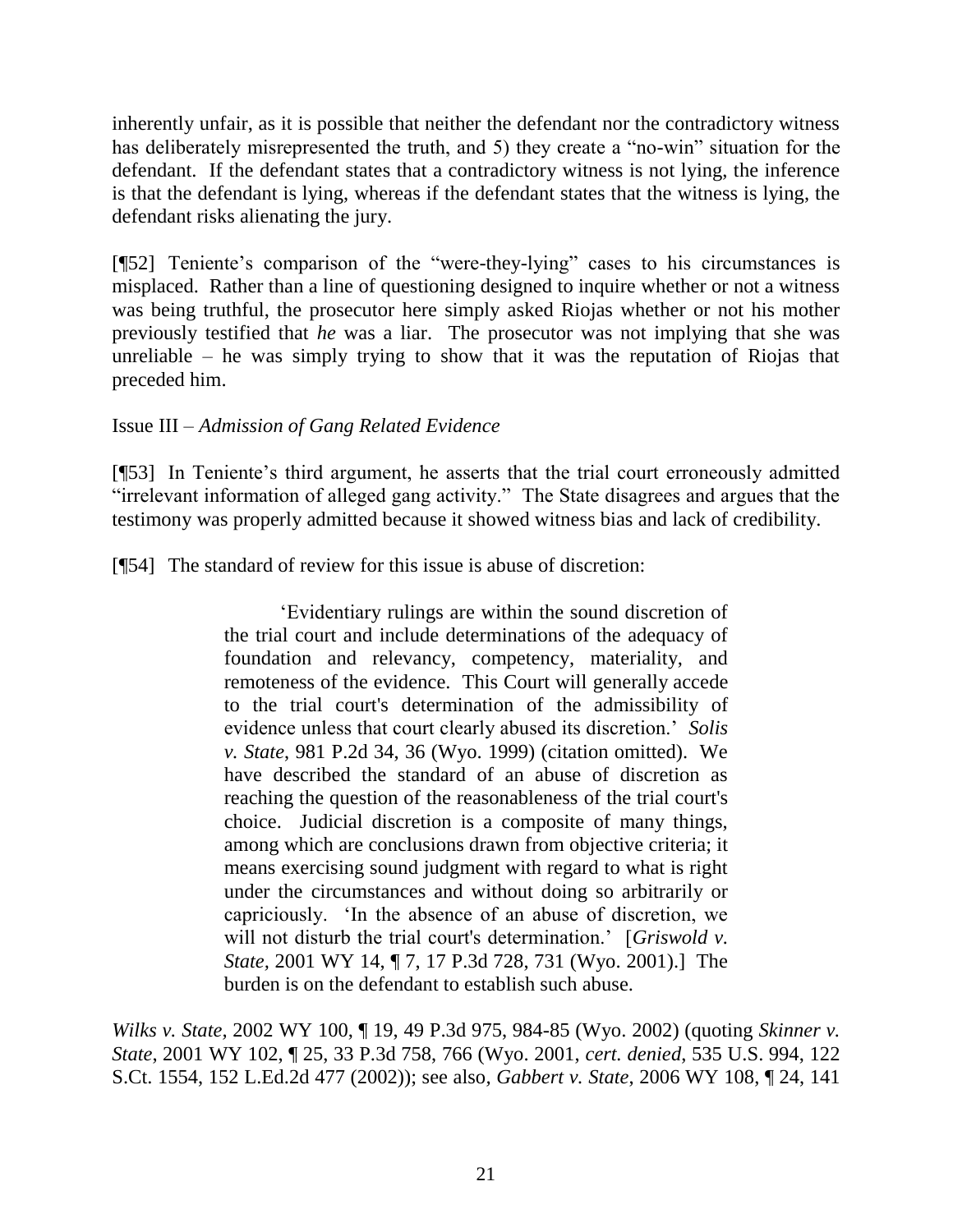inherently unfair, as it is possible that neither the defendant nor the contradictory witness has deliberately misrepresented the truth, and 5) they create a "no-win" situation for the defendant. If the defendant states that a contradictory witness is not lying, the inference is that the defendant is lying, whereas if the defendant states that the witness is lying, the defendant risks alienating the jury.

[¶52] Teniente's comparison of the "were-they-lying" cases to his circumstances is misplaced. Rather than a line of questioning designed to inquire whether or not a witness was being truthful, the prosecutor here simply asked Riojas whether or not his mother previously testified that *he* was a liar. The prosecutor was not implying that she was unreliable – he was simply trying to show that it was the reputation of Riojas that preceded him.

Issue III – *Admission of Gang Related Evidence*

[¶53] In Teniente's third argument, he asserts that the trial court erroneously admitted "irrelevant information of alleged gang activity." The State disagrees and argues that the testimony was properly admitted because it showed witness bias and lack of credibility.

[¶54] The standard of review for this issue is abuse of discretion:

> 'Evidentiary rulings are within the sound discretion of the trial court and include determinations of the adequacy of foundation and relevancy, competency, materiality, and remoteness of the evidence. This Court will generally accede to the trial court's determination of the admissibility of evidence unless that court clearly abused its discretion.' *Solis v. State*, 981 P.2d 34, 36 (Wyo. 1999) (citation omitted). We have described the standard of an abuse of discretion as reaching the question of the reasonableness of the trial court's choice. Judicial discretion is a composite of many things, among which are conclusions drawn from objective criteria; it means exercising sound judgment with regard to what is right under the circumstances and without doing so arbitrarily or capriciously. 'In the absence of an abuse of discretion, we will not disturb the trial court's determination.' [*Griswold v. State*, 2001 WY 14, ¶ 7, 17 P.3d 728, 731 (Wyo. 2001).] The burden is on the defendant to establish such abuse.

*Wilks v. State*, 2002 WY 100, ¶ 19, 49 P.3d 975, 984-85 (Wyo. 2002) (quoting *Skinner v. State*, 2001 WY 102, ¶ 25, 33 P.3d 758, 766 (Wyo. 2001, *cert. denied*, 535 U.S. 994, 122 S.Ct. 1554, 152 L.Ed.2d 477 (2002)); see also, *Gabbert v. State*, 2006 WY 108, ¶ 24, 141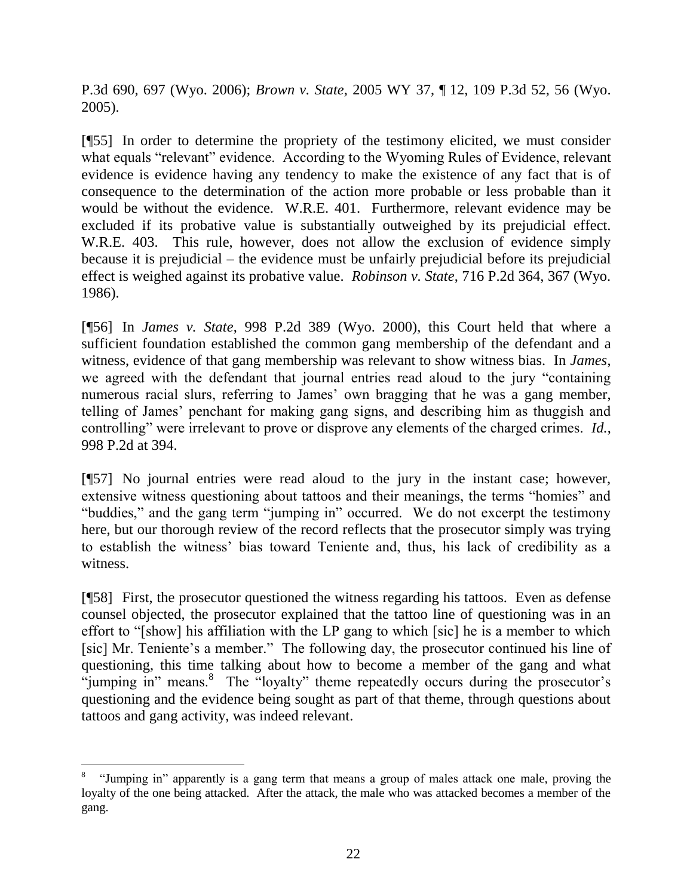P.3d 690, 697 (Wyo. 2006); *Brown v. State*, 2005 WY 37, ¶ 12, 109 P.3d 52, 56 (Wyo. 2005).

[¶55] In order to determine the propriety of the testimony elicited, we must consider what equals "relevant" evidence. According to the Wyoming Rules of Evidence, relevant evidence is evidence having any tendency to make the existence of any fact that is of consequence to the determination of the action more probable or less probable than it would be without the evidence. W.R.E. 401. Furthermore, relevant evidence may be excluded if its probative value is substantially outweighed by its prejudicial effect. W.R.E. 403. This rule, however, does not allow the exclusion of evidence simply because it is prejudicial – the evidence must be unfairly prejudicial before its prejudicial effect is weighed against its probative value. *Robinson v. State*, 716 P.2d 364, 367 (Wyo. 1986).

[¶56] In *James v. State*, 998 P.2d 389 (Wyo. 2000), this Court held that where a sufficient foundation established the common gang membership of the defendant and a witness, evidence of that gang membership was relevant to show witness bias. In *James*, we agreed with the defendant that journal entries read aloud to the jury "containing numerous racial slurs, referring to James' own bragging that he was a gang member, telling of James' penchant for making gang signs, and describing him as thuggish and controlling" were irrelevant to prove or disprove any elements of the charged crimes. *Id.*, 998 P.2d at 394.

[¶57] No journal entries were read aloud to the jury in the instant case; however, extensive witness questioning about tattoos and their meanings, the terms "homies" and "buddies," and the gang term "jumping in" occurred. We do not excerpt the testimony here, but our thorough review of the record reflects that the prosecutor simply was trying to establish the witness' bias toward Teniente and, thus, his lack of credibility as a witness.

[¶58] First, the prosecutor questioned the witness regarding his tattoos. Even as defense counsel objected, the prosecutor explained that the tattoo line of questioning was in an effort to "[show] his affiliation with the LP gang to which [sic] he is a member to which [sic] Mr. Teniente's a member." The following day, the prosecutor continued his line of questioning, this time talking about how to become a member of the gang and what "jumping in" means.[8] The "loyalty" theme repeatedly occurs during the prosecutor's questioning and the evidence being sought as part of that theme, through questions about tattoos and gang activity, was indeed relevant.

---

[8] "Jumping in" apparently is a gang term that means a group of males attack one male, proving the loyalty of the one being attacked. After the attack, the male who was attacked becomes a member of the gang.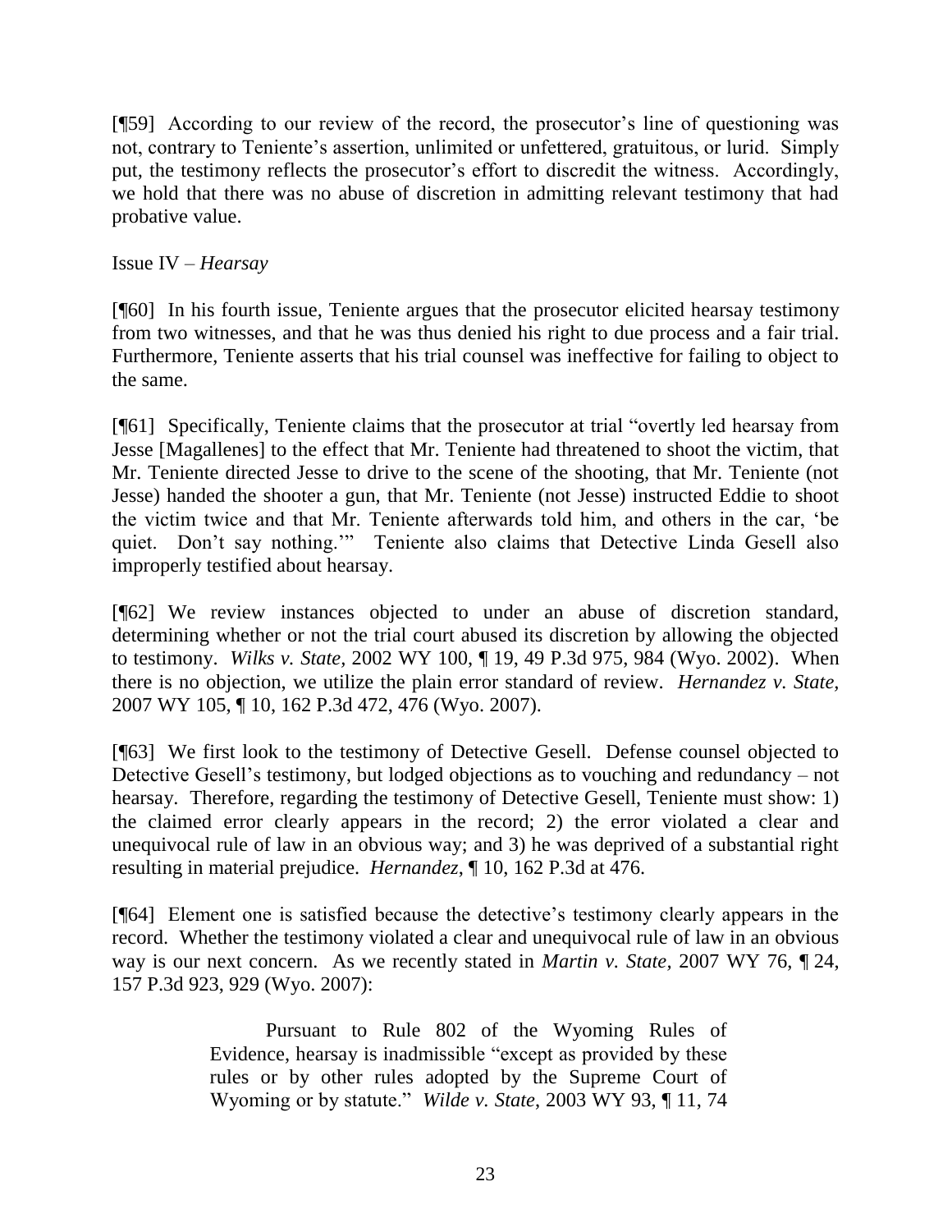[¶59] According to our review of the record, the prosecutor's line of questioning was not, contrary to Teniente's assertion, unlimited or unfettered, gratuitous, or lurid. Simply put, the testimony reflects the prosecutor's effort to discredit the witness. Accordingly, we hold that there was no abuse of discretion in admitting relevant testimony that had probative value.

Issue IV – *Hearsay*

[¶60] In his fourth issue, Teniente argues that the prosecutor elicited hearsay testimony from two witnesses, and that he was thus denied his right to due process and a fair trial. Furthermore, Teniente asserts that his trial counsel was ineffective for failing to object to the same.

[¶61] Specifically, Teniente claims that the prosecutor at trial "overtly led hearsay from Jesse [Magallenes] to the effect that Mr. Teniente had threatened to shoot the victim, that Mr. Teniente directed Jesse to drive to the scene of the shooting, that Mr. Teniente (not Jesse) handed the shooter a gun, that Mr. Teniente (not Jesse) instructed Eddie to shoot the victim twice and that Mr. Teniente afterwards told him, and others in the car, 'be quiet. Don't say nothing.'" Teniente also claims that Detective Linda Gesell also improperly testified about hearsay.

[¶62] We review instances objected to under an abuse of discretion standard, determining whether or not the trial court abused its discretion by allowing the objected to testimony. *Wilks v. State*, 2002 WY 100, ¶ 19, 49 P.3d 975, 984 (Wyo. 2002). When there is no objection, we utilize the plain error standard of review. *Hernandez v. State*, 2007 WY 105, ¶ 10, 162 P.3d 472, 476 (Wyo. 2007).

[¶63] We first look to the testimony of Detective Gesell. Defense counsel objected to Detective Gesell's testimony, but lodged objections as to vouching and redundancy – not hearsay. Therefore, regarding the testimony of Detective Gesell, Teniente must show: 1) the claimed error clearly appears in the record; 2) the error violated a clear and unequivocal rule of law in an obvious way; and 3) he was deprived of a substantial right resulting in material prejudice. *Hernandez*, ¶ 10, 162 P.3d at 476.

[¶64] Element one is satisfied because the detective's testimony clearly appears in the record. Whether the testimony violated a clear and unequivocal rule of law in an obvious way is our next concern. As we recently stated in *Martin v. State*, 2007 WY 76, ¶ 24, 157 P.3d 923, 929 (Wyo. 2007):

> Pursuant to Rule 802 of the Wyoming Rules of Evidence, hearsay is inadmissible "except as provided by these rules or by other rules adopted by the Supreme Court of Wyoming or by statute." *Wilde v. State*, 2003 WY 93, ¶ 11, 74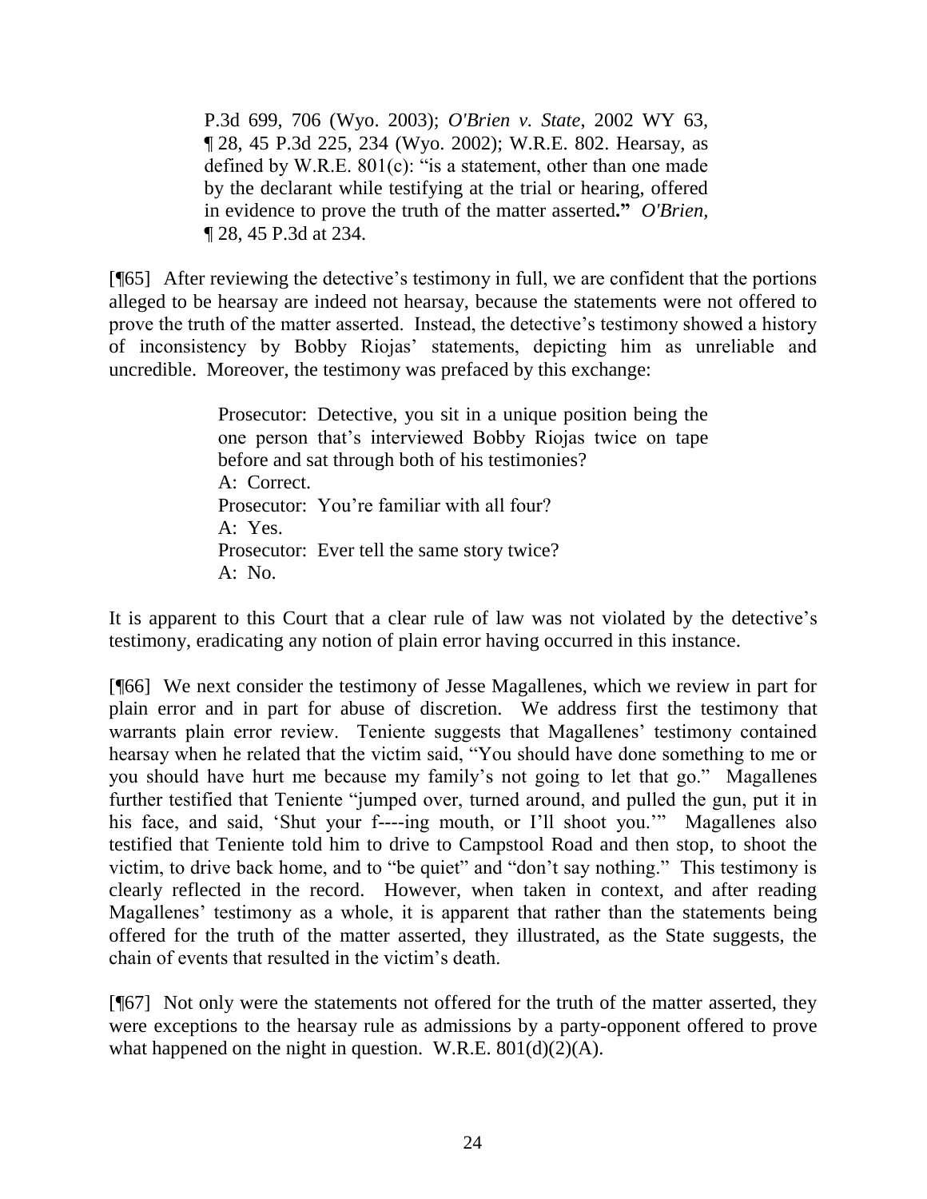> P.3d 699, 706 (Wyo. 2003); *O'Brien v. State*, 2002 WY 63, ¶ 28, 45 P.3d 225, 234 (Wyo. 2002); W.R.E. 802. Hearsay, as defined by W.R.E. 801(c): "is a statement, other than one made by the declarant while testifying at the trial or hearing, offered in evidence to prove the truth of the matter asserted**."** *O'Brien*, ¶ 28, 45 P.3d at 234.

[¶65] After reviewing the detective's testimony in full, we are confident that the portions alleged to be hearsay are indeed not hearsay, because the statements were not offered to prove the truth of the matter asserted. Instead, the detective's testimony showed a history of inconsistency by Bobby Riojas' statements, depicting him as unreliable and uncredible. Moreover, the testimony was prefaced by this exchange:

> Prosecutor: Detective, you sit in a unique position being the one person that's interviewed Bobby Riojas twice on tape before and sat through both of his testimonies?
> A: Correct.
> Prosecutor: You're familiar with all four?
> A: Yes.
> Prosecutor: Ever tell the same story twice?
> A: No.

It is apparent to this Court that a clear rule of law was not violated by the detective's testimony, eradicating any notion of plain error having occurred in this instance.

[¶66] We next consider the testimony of Jesse Magallenes, which we review in part for plain error and in part for abuse of discretion. We address first the testimony that warrants plain error review. Teniente suggests that Magallenes' testimony contained hearsay when he related that the victim said, "You should have done something to me or you should have hurt me because my family's not going to let that go." Magallenes further testified that Teniente "jumped over, turned around, and pulled the gun, put it in his face, and said, 'Shut your f----ing mouth, or I'll shoot you.'" Magallenes also testified that Teniente told him to drive to Campstool Road and then stop, to shoot the victim, to drive back home, and to "be quiet" and "don't say nothing." This testimony is clearly reflected in the record. However, when taken in context, and after reading Magallenes' testimony as a whole, it is apparent that rather than the statements being offered for the truth of the matter asserted, they illustrated, as the State suggests, the chain of events that resulted in the victim's death.

[¶67] Not only were the statements not offered for the truth of the matter asserted, they were exceptions to the hearsay rule as admissions by a party-opponent offered to prove what happened on the night in question. W.R.E. 801(d)(2)(A).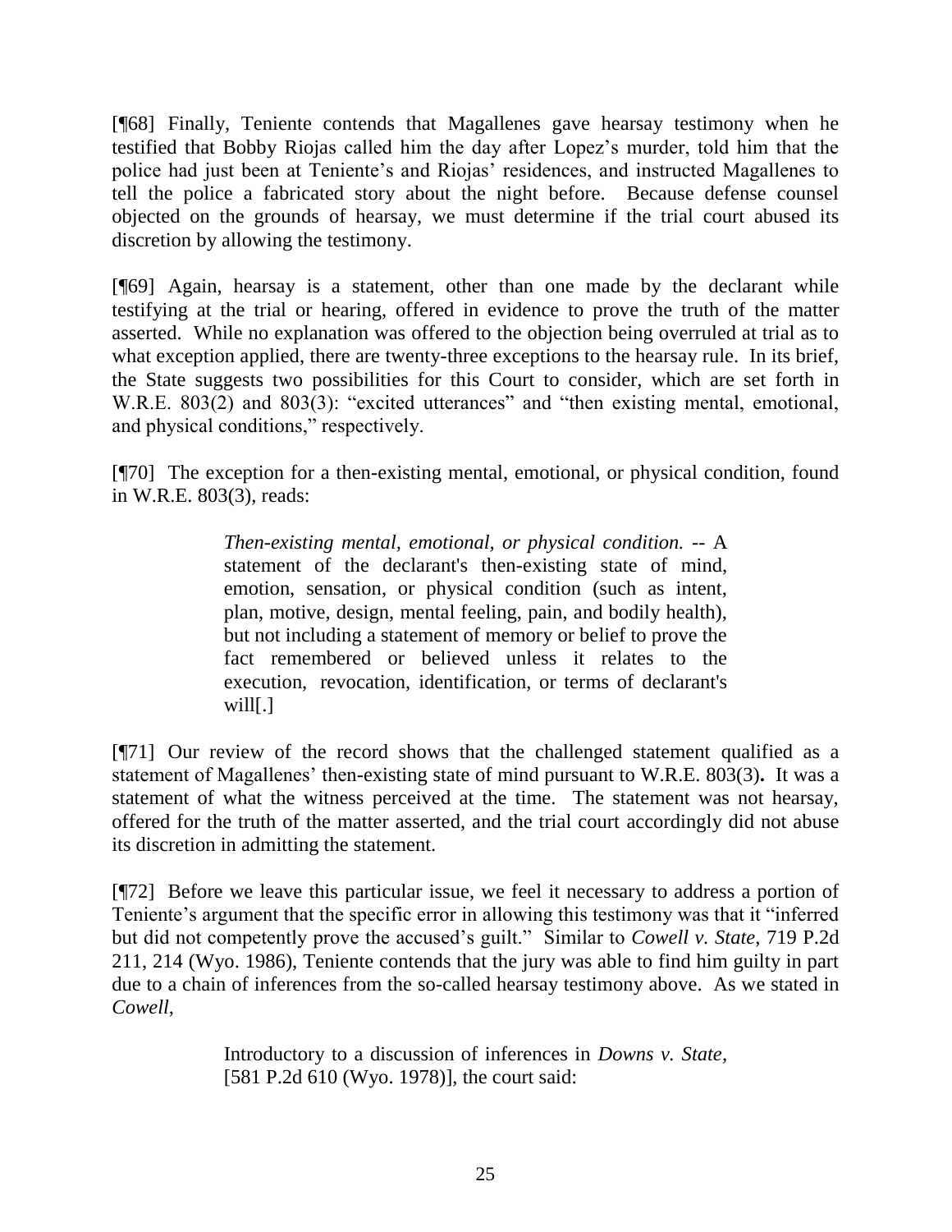[¶68] Finally, Teniente contends that Magallenes gave hearsay testimony when he testified that Bobby Riojas called him the day after Lopez's murder, told him that the police had just been at Teniente's and Riojas' residences, and instructed Magallenes to tell the police a fabricated story about the night before. Because defense counsel objected on the grounds of hearsay, we must determine if the trial court abused its discretion by allowing the testimony.

[¶69] Again, hearsay is a statement, other than one made by the declarant while testifying at the trial or hearing, offered in evidence to prove the truth of the matter asserted. While no explanation was offered to the objection being overruled at trial as to what exception applied, there are twenty-three exceptions to the hearsay rule. In its brief, the State suggests two possibilities for this Court to consider, which are set forth in W.R.E. 803(2) and 803(3): "excited utterances" and "then existing mental, emotional, and physical conditions," respectively.

[¶70] The exception for a then-existing mental, emotional, or physical condition, found in W.R.E. 803(3), reads:

> *Then-existing mental, emotional, or physical condition.* -- A statement of the declarant's then-existing state of mind, emotion, sensation, or physical condition (such as intent, plan, motive, design, mental feeling, pain, and bodily health), but not including a statement of memory or belief to prove the fact remembered or believed unless it relates to the execution, revocation, identification, or terms of declarant's will[.]

[¶71] Our review of the record shows that the challenged statement qualified as a statement of Magallenes' then-existing state of mind pursuant to W.R.E. 803(3)**.** It was a statement of what the witness perceived at the time. The statement was not hearsay, offered for the truth of the matter asserted, and the trial court accordingly did not abuse its discretion in admitting the statement.

[¶72] Before we leave this particular issue, we feel it necessary to address a portion of Teniente's argument that the specific error in allowing this testimony was that it "inferred but did not competently prove the accused's guilt." Similar to *Cowell v. State*, 719 P.2d 211, 214 (Wyo. 1986), Teniente contends that the jury was able to find him guilty in part due to a chain of inferences from the so-called hearsay testimony above. As we stated in *Cowell*,

> Introductory to a discussion of inferences in *Downs v. State*, [581 P.2d 610 (Wyo. 1978)], the court said: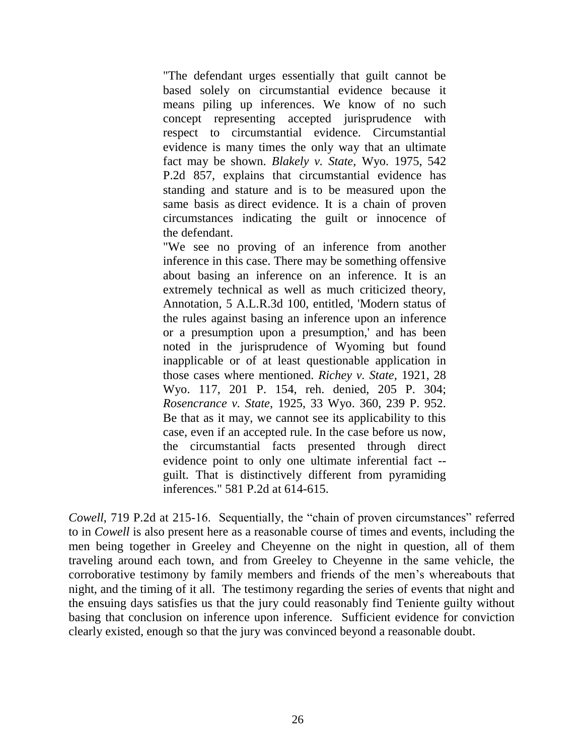> "The defendant urges essentially that guilt cannot be based solely on circumstantial evidence because it means piling up inferences. We know of no such concept representing accepted jurisprudence with respect to circumstantial evidence. Circumstantial evidence is many times the only way that an ultimate fact may be shown. *Blakely v. State*, Wyo. 1975, 542 P.2d 857, explains that circumstantial evidence has standing and stature and is to be measured upon the same basis as direct evidence. It is a chain of proven circumstances indicating the guilt or innocence of the defendant.
>
> "We see no proving of an inference from another inference in this case. There may be something offensive about basing an inference on an inference. It is an extremely technical as well as much criticized theory, Annotation, 5 A.L.R.3d 100, entitled, 'Modern status of the rules against basing an inference upon an inference or a presumption upon a presumption,' and has been noted in the jurisprudence of Wyoming but found inapplicable or of at least questionable application in those cases where mentioned. *Richey v. State*, 1921, 28 Wyo. 117, 201 P. 154, reh. denied, 205 P. 304; *Rosencrance v. State*, 1925, 33 Wyo. 360, 239 P. 952. Be that as it may, we cannot see its applicability to this case, even if an accepted rule. In the case before us now, the circumstantial facts presented through direct evidence point to only one ultimate inferential fact -- guilt. That is distinctively different from pyramiding inferences." 581 P.2d at 614-615.

*Cowell*, 719 P.2d at 215-16. Sequentially, the "chain of proven circumstances" referred to in *Cowell* is also present here as a reasonable course of times and events, including the men being together in Greeley and Cheyenne on the night in question, all of them traveling around each town, and from Greeley to Cheyenne in the same vehicle, the corroborative testimony by family members and friends of the men's whereabouts that night, and the timing of it all. The testimony regarding the series of events that night and the ensuing days satisfies us that the jury could reasonably find Teniente guilty without basing that conclusion on inference upon inference. Sufficient evidence for conviction clearly existed, enough so that the jury was convinced beyond a reasonable doubt.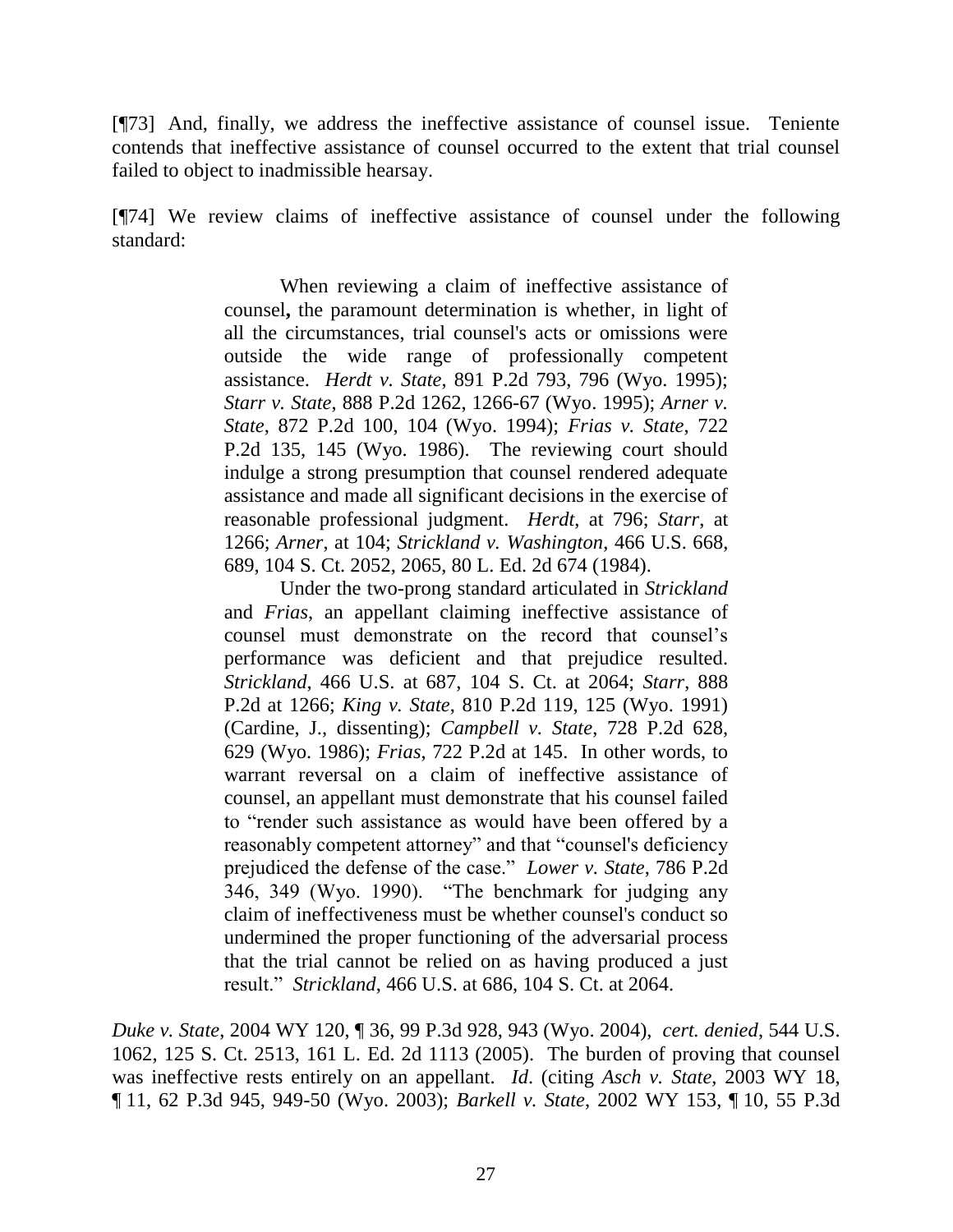[¶73] And, finally, we address the ineffective assistance of counsel issue. Teniente contends that ineffective assistance of counsel occurred to the extent that trial counsel failed to object to inadmissible hearsay.

[¶74] We review claims of ineffective assistance of counsel under the following standard:

> When reviewing a claim of ineffective assistance of counsel**,** the paramount determination is whether, in light of all the circumstances, trial counsel's acts or omissions were outside the wide range of professionally competent assistance. *Herdt v. State*, 891 P.2d 793, 796 (Wyo. 1995); *Starr v. State*, 888 P.2d 1262, 1266-67 (Wyo. 1995); *Arner v. State*, 872 P.2d 100, 104 (Wyo. 1994); *Frias v. State*, 722 P.2d 135, 145 (Wyo. 1986). The reviewing court should indulge a strong presumption that counsel rendered adequate assistance and made all significant decisions in the exercise of reasonable professional judgment. *Herdt*, at 796; *Starr*, at 1266; *Arner*, at 104; *Strickland v. Washington*, 466 U.S. 668, 689, 104 S. Ct. 2052, 2065, 80 L. Ed. 2d 674 (1984).
>
> Under the two-prong standard articulated in *Strickland* and *Frias*, an appellant claiming ineffective assistance of counsel must demonstrate on the record that counsel's performance was deficient and that prejudice resulted. *Strickland*, 466 U.S. at 687, 104 S. Ct. at 2064; *Starr*, 888 P.2d at 1266; *King v. State*, 810 P.2d 119, 125 (Wyo. 1991) (Cardine, J., dissenting); *Campbell v. State*, 728 P.2d 628, 629 (Wyo. 1986); *Frias*, 722 P.2d at 145. In other words, to warrant reversal on a claim of ineffective assistance of counsel, an appellant must demonstrate that his counsel failed to "render such assistance as would have been offered by a reasonably competent attorney" and that "counsel's deficiency prejudiced the defense of the case." *Lower v. State*, 786 P.2d 346, 349 (Wyo. 1990). "The benchmark for judging any claim of ineffectiveness must be whether counsel's conduct so undermined the proper functioning of the adversarial process that the trial cannot be relied on as having produced a just result." *Strickland*, 466 U.S. at 686, 104 S. Ct. at 2064.

*Duke v. State*, 2004 WY 120, ¶ 36, 99 P.3d 928, 943 (Wyo. 2004), *cert. denied*, 544 U.S. 1062, 125 S. Ct. 2513, 161 L. Ed. 2d 1113 (2005). The burden of proving that counsel was ineffective rests entirely on an appellant. *Id.* (citing *Asch v. State*, 2003 WY 18, ¶ 11, 62 P.3d 945, 949-50 (Wyo. 2003); *Barkell v. State*, 2002 WY 153, ¶ 10, 55 P.3d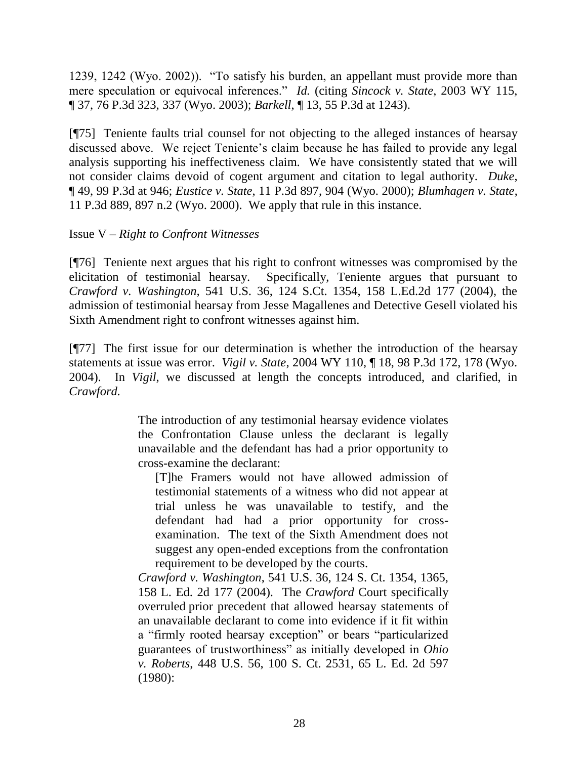1239, 1242 (Wyo. 2002)). "To satisfy his burden, an appellant must provide more than mere speculation or equivocal inferences." *Id.* (citing *Sincock v. State*, 2003 WY 115, ¶ 37, 76 P.3d 323, 337 (Wyo. 2003); *Barkell*, ¶ 13, 55 P.3d at 1243).

[¶75] Teniente faults trial counsel for not objecting to the alleged instances of hearsay discussed above. We reject Teniente's claim because he has failed to provide any legal analysis supporting his ineffectiveness claim. We have consistently stated that we will not consider claims devoid of cogent argument and citation to legal authority. *Duke*, ¶ 49, 99 P.3d at 946; *Eustice v. State*, 11 P.3d 897, 904 (Wyo. 2000); *Blumhagen v. State*, 11 P.3d 889, 897 n.2 (Wyo. 2000). We apply that rule in this instance.

Issue V – *Right to Confront Witnesses*

[¶76] Teniente next argues that his right to confront witnesses was compromised by the elicitation of testimonial hearsay. Specifically, Teniente argues that pursuant to *Crawford v. Washington*, 541 U.S. 36, 124 S.Ct. 1354, 158 L.Ed.2d 177 (2004), the admission of testimonial hearsay from Jesse Magallenes and Detective Gesell violated his Sixth Amendment right to confront witnesses against him.

[¶77] The first issue for our determination is whether the introduction of the hearsay statements at issue was error. *Vigil v. State*, 2004 WY 110, ¶ 18, 98 P.3d 172, 178 (Wyo. 2004). In *Vigil*, we discussed at length the concepts introduced, and clarified, in *Crawford*.

> The introduction of any testimonial hearsay evidence violates the Confrontation Clause unless the declarant is legally unavailable and the defendant has had a prior opportunity to cross-examine the declarant:
>
> > [T]he Framers would not have allowed admission of testimonial statements of a witness who did not appear at trial unless he was unavailable to testify, and the defendant had had a prior opportunity for cross-examination. The text of the Sixth Amendment does not suggest any open-ended exceptions from the confrontation requirement to be developed by the courts.
>
> *Crawford v. Washington*, 541 U.S. 36, 124 S. Ct. 1354, 1365, 158 L. Ed. 2d 177 (2004). The *Crawford* Court specifically overruled prior precedent that allowed hearsay statements of an unavailable declarant to come into evidence if it fit within a "firmly rooted hearsay exception" or bears "particularized guarantees of trustworthiness" as initially developed in *Ohio v. Roberts*, 448 U.S. 56, 100 S. Ct. 2531, 65 L. Ed. 2d 597 (1980):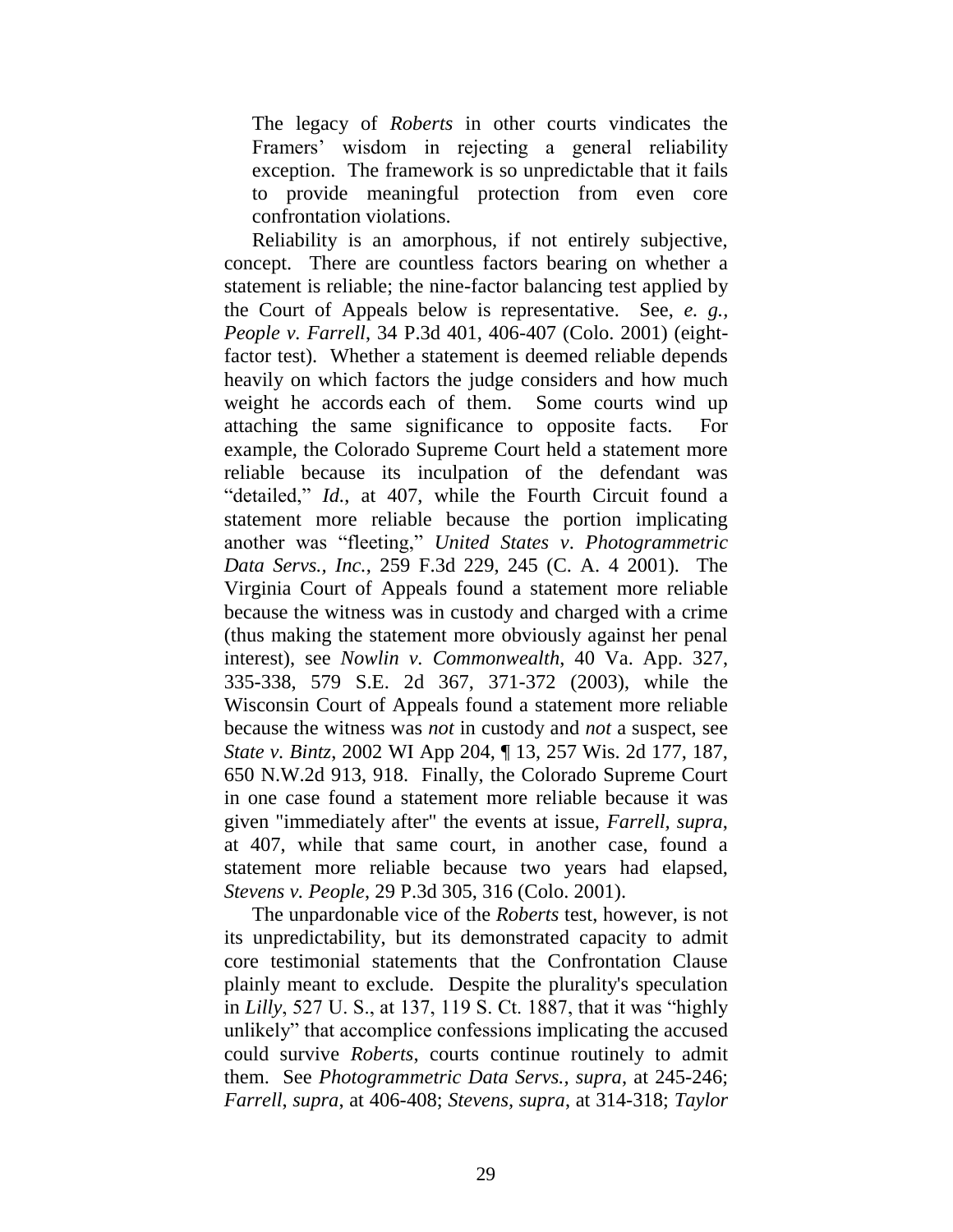The legacy of *Roberts* in other courts vindicates the Framers' wisdom in rejecting a general reliability exception. The framework is so unpredictable that it fails to provide meaningful protection from even core confrontation violations.

Reliability is an amorphous, if not entirely subjective, concept. There are countless factors bearing on whether a statement is reliable; the nine-factor balancing test applied by the Court of Appeals below is representative. See, *e. g.*, *People v. Farrell*, 34 P.3d 401, 406-407 (Colo. 2001) (eight-factor test). Whether a statement is deemed reliable depends heavily on which factors the judge considers and how much weight he accords each of them. Some courts wind up attaching the same significance to opposite facts. For example, the Colorado Supreme Court held a statement more reliable because its inculpation of the defendant was "detailed," *Id.*, at 407, while the Fourth Circuit found a statement more reliable because the portion implicating another was "fleeting," *United States v. Photogrammetric Data Servs., Inc.*, 259 F.3d 229, 245 (C. A. 4 2001). The Virginia Court of Appeals found a statement more reliable because the witness was in custody and charged with a crime (thus making the statement more obviously against her penal interest), see *Nowlin v. Commonwealth*, 40 Va. App. 327, 335-338, 579 S.E. 2d 367, 371-372 (2003), while the Wisconsin Court of Appeals found a statement more reliable because the witness was *not* in custody and *not* a suspect, see *State v. Bintz*, 2002 WI App 204, ¶ 13, 257 Wis. 2d 177, 187, 650 N.W.2d 913, 918. Finally, the Colorado Supreme Court in one case found a statement more reliable because it was given "immediately after" the events at issue, *Farrell, supra*, at 407, while that same court, in another case, found a statement more reliable because two years had elapsed, *Stevens v. People*, 29 P.3d 305, 316 (Colo. 2001).

The unpardonable vice of the *Roberts* test, however, is not its unpredictability, but its demonstrated capacity to admit core testimonial statements that the Confrontation Clause plainly meant to exclude. Despite the plurality's speculation in *Lilly*, 527 U. S., at 137, 119 S. Ct. 1887, that it was "highly unlikely" that accomplice confessions implicating the accused could survive *Roberts*, courts continue routinely to admit them. See *Photogrammetric Data Servs.*, *supra*, at 245-246; *Farrell*, *supra*, at 406-408; *Stevens*, *supra*, at 314-318; *Taylor*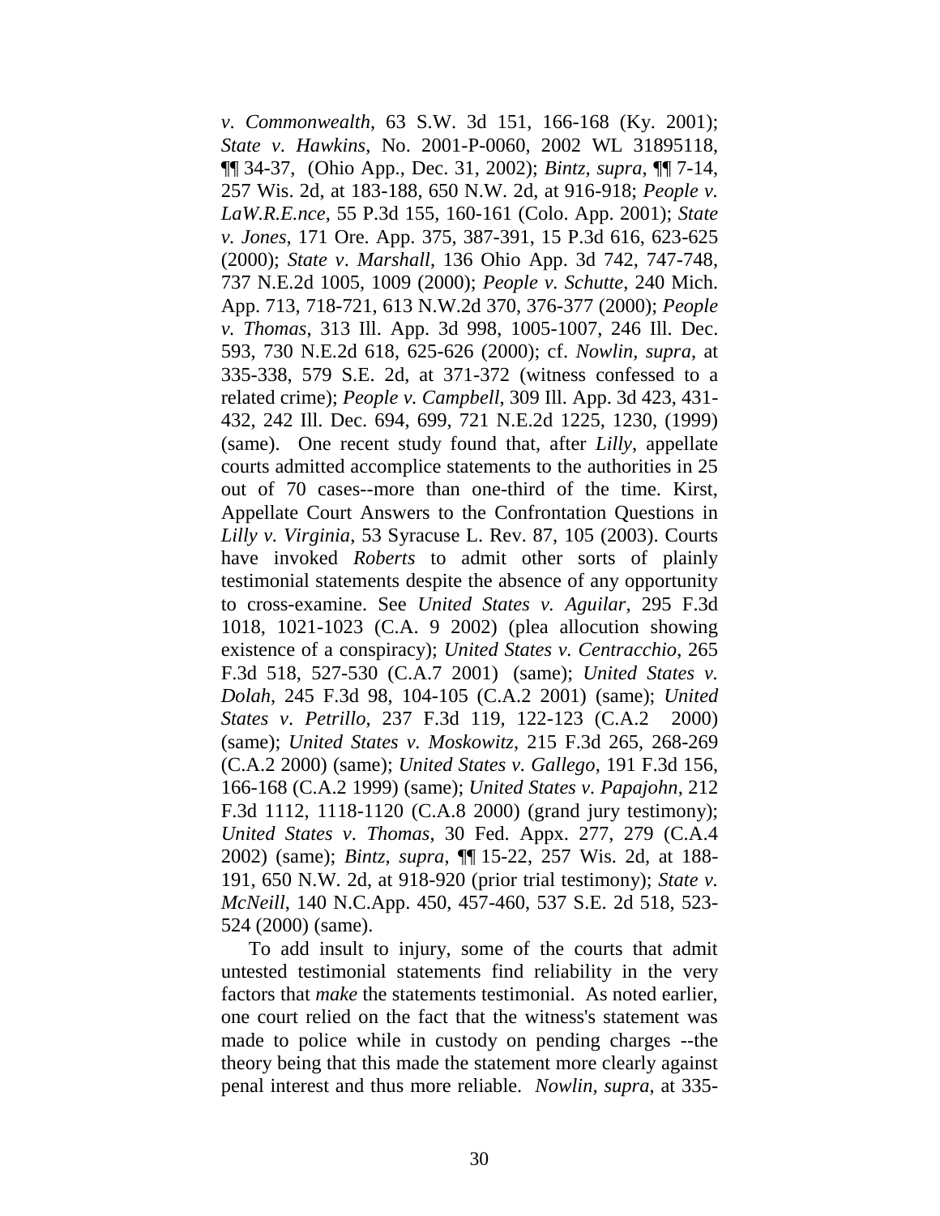*v. Commonwealth*, 63 S.W. 3d 151, 166-168 (Ky. 2001); *State v. Hawkins*, No. 2001-P-0060, 2002 WL 31895118, ¶¶ 34-37, (Ohio App., Dec. 31, 2002); *Bintz, supra*, ¶¶ 7-14, 257 Wis. 2d, at 183-188, 650 N.W. 2d, at 916-918; *People v. LaW.R.E.nce*, 55 P.3d 155, 160-161 (Colo. App. 2001); *State v. Jones*, 171 Ore. App. 375, 387-391, 15 P.3d 616, 623-625 (2000); *State v. Marshall*, 136 Ohio App. 3d 742, 747-748, 737 N.E.2d 1005, 1009 (2000); *People v. Schutte*, 240 Mich. App. 713, 718-721, 613 N.W.2d 370, 376-377 (2000); *People v. Thomas*, 313 Ill. App. 3d 998, 1005-1007, 246 Ill. Dec. 593, 730 N.E.2d 618, 625-626 (2000); cf. *Nowlin, supra*, at 335-338, 579 S.E. 2d, at 371-372 (witness confessed to a related crime); *People v. Campbell*, 309 Ill. App. 3d 423, 431-432, 242 Ill. Dec. 694, 699, 721 N.E.2d 1225, 1230, (1999) (same). One recent study found that, after *Lilly*, appellate courts admitted accomplice statements to the authorities in 25 out of 70 cases--more than one-third of the time. Kirst, Appellate Court Answers to the Confrontation Questions in *Lilly v. Virginia*, 53 Syracuse L. Rev. 87, 105 (2003). Courts have invoked *Roberts* to admit other sorts of plainly testimonial statements despite the absence of any opportunity to cross-examine. See *United States v. Aguilar*, 295 F.3d 1018, 1021-1023 (C.A. 9 2002) (plea allocution showing existence of a conspiracy); *United States v. Centracchio*, 265 F.3d 518, 527-530 (C.A.7 2001) (same); *United States v. Dolah*, 245 F.3d 98, 104-105 (C.A.2 2001) (same); *United States v. Petrillo*, 237 F.3d 119, 122-123 (C.A.2 2000) (same); *United States v. Moskowitz*, 215 F.3d 265, 268-269 (C.A.2 2000) (same); *United States v. Gallego*, 191 F.3d 156, 166-168 (C.A.2 1999) (same); *United States v. Papajohn*, 212 F.3d 1112, 1118-1120 (C.A.8 2000) (grand jury testimony); *United States v. Thomas*, 30 Fed. Appx. 277, 279 (C.A.4 2002) (same); *Bintz, supra*, ¶¶ 15-22, 257 Wis. 2d, at 188-191, 650 N.W. 2d, at 918-920 (prior trial testimony); *State v. McNeill*, 140 N.C.App. 450, 457-460, 537 S.E. 2d 518, 523-524 (2000) (same).

To add insult to injury, some of the courts that admit untested testimonial statements find reliability in the very factors that *make* the statements testimonial. As noted earlier, one court relied on the fact that the witness's statement was made to police while in custody on pending charges --the theory being that this made the statement more clearly against penal interest and thus more reliable. *Nowlin, supra*, at 335-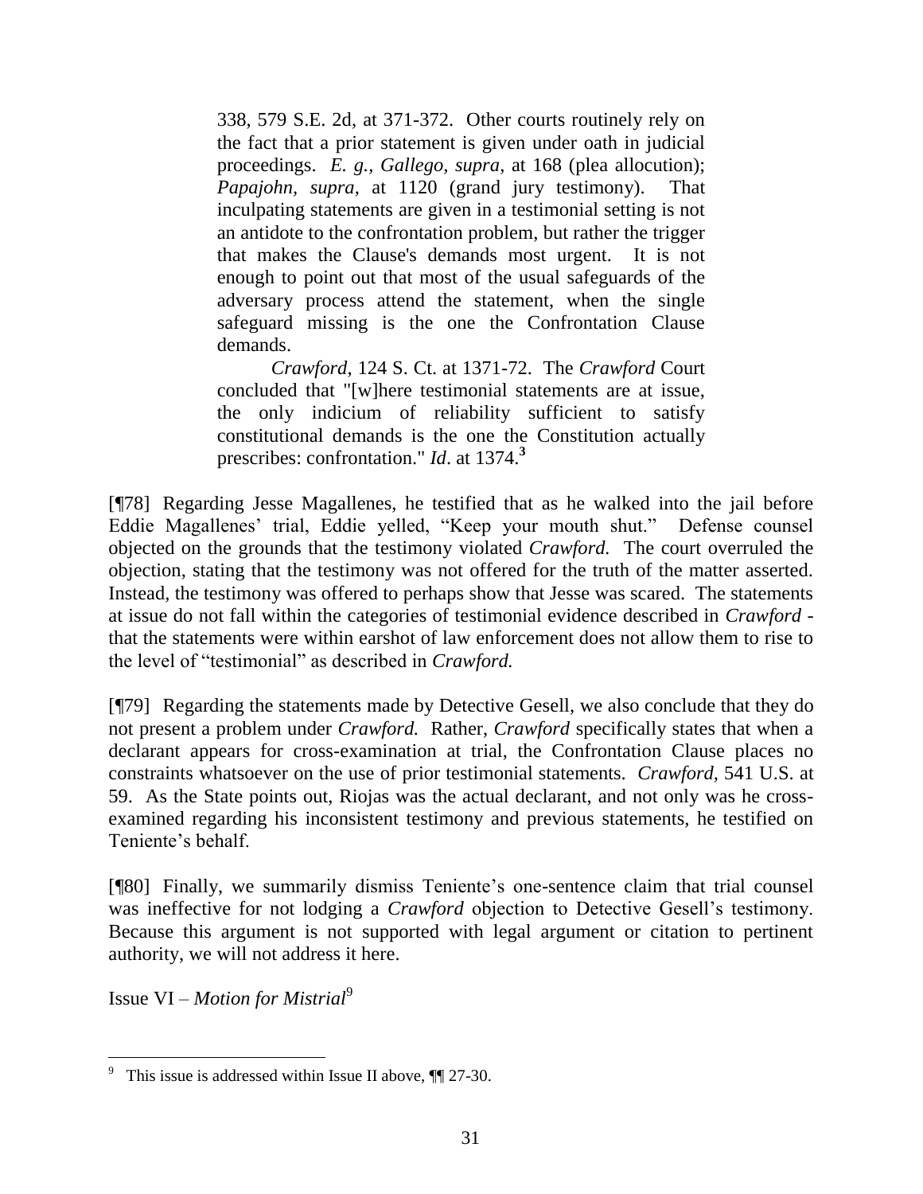> 338, 579 S.E. 2d, at 371-372. Other courts routinely rely on the fact that a prior statement is given under oath in judicial proceedings. *E. g., Gallego, supra*, at 168 (plea allocution); *Papajohn, supra*, at 1120 (grand jury testimony). That inculpating statements are given in a testimonial setting is not an antidote to the confrontation problem, but rather the trigger that makes the Clause's demands most urgent. It is not enough to point out that most of the usual safeguards of the adversary process attend the statement, when the single safeguard missing is the one the Confrontation Clause demands.
>
> *Crawford*, 124 S. Ct. at 1371-72. The *Crawford* Court concluded that "[w]here testimonial statements are at issue, the only indicium of reliability sufficient to satisfy constitutional demands is the one the Constitution actually prescribes: confrontation." *Id*. at 1374.[3]

[¶78] Regarding Jesse Magallenes, he testified that as he walked into the jail before Eddie Magallenes' trial, Eddie yelled, "Keep your mouth shut." Defense counsel objected on the grounds that the testimony violated *Crawford*. The court overruled the objection, stating that the testimony was not offered for the truth of the matter asserted. Instead, the testimony was offered to perhaps show that Jesse was scared. The statements at issue do not fall within the categories of testimonial evidence described in *Crawford* - that the statements were within earshot of law enforcement does not allow them to rise to the level of "testimonial" as described in *Crawford.*

[¶79] Regarding the statements made by Detective Gesell, we also conclude that they do not present a problem under *Crawford.* Rather, *Crawford* specifically states that when a declarant appears for cross-examination at trial, the Confrontation Clause places no constraints whatsoever on the use of prior testimonial statements. *Crawford*, 541 U.S. at 59. As the State points out, Riojas was the actual declarant, and not only was he cross-examined regarding his inconsistent testimony and previous statements, he testified on Teniente's behalf.

[¶80] Finally, we summarily dismiss Teniente's one-sentence claim that trial counsel was ineffective for not lodging a *Crawford* objection to Detective Gesell's testimony. Because this argument is not supported with legal argument or citation to pertinent authority, we will not address it here.

Issue VI – *Motion for Mistrial*[9]

[9] This issue is addressed within Issue II above, ¶¶ 27-30.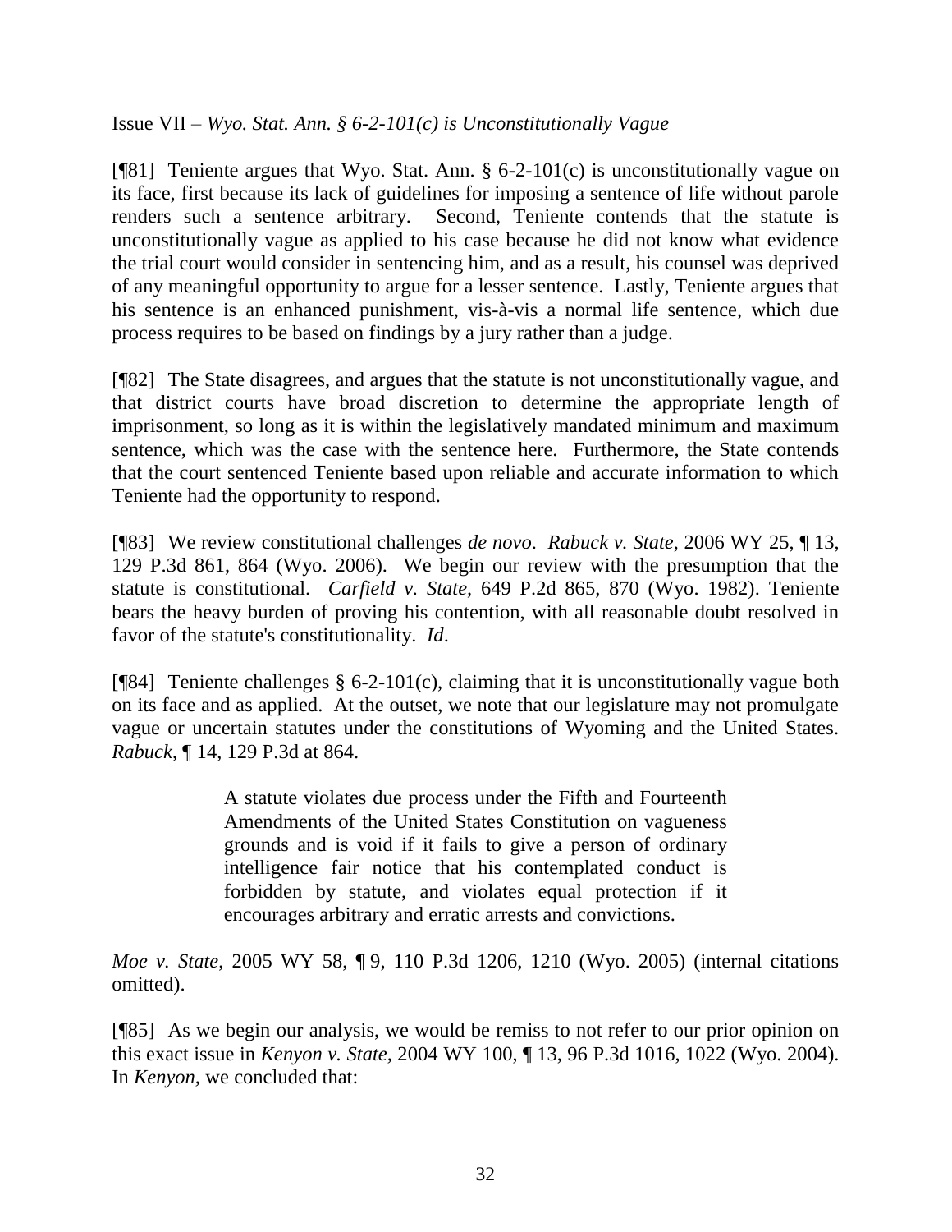Issue VII – *Wyo. Stat. Ann. § 6-2-101(c) is Unconstitutionally Vague*

[¶81] Teniente argues that Wyo. Stat. Ann. § 6-2-101(c) is unconstitutionally vague on its face, first because its lack of guidelines for imposing a sentence of life without parole renders such a sentence arbitrary. Second, Teniente contends that the statute is unconstitutionally vague as applied to his case because he did not know what evidence the trial court would consider in sentencing him, and as a result, his counsel was deprived of any meaningful opportunity to argue for a lesser sentence. Lastly, Teniente argues that his sentence is an enhanced punishment, vis-à-vis a normal life sentence, which due process requires to be based on findings by a jury rather than a judge.

[¶82] The State disagrees, and argues that the statute is not unconstitutionally vague, and that district courts have broad discretion to determine the appropriate length of imprisonment, so long as it is within the legislatively mandated minimum and maximum sentence, which was the case with the sentence here. Furthermore, the State contends that the court sentenced Teniente based upon reliable and accurate information to which Teniente had the opportunity to respond.

[¶83] We review constitutional challenges *de novo*. *Rabuck v. State*, 2006 WY 25, ¶ 13, 129 P.3d 861, 864 (Wyo. 2006). We begin our review with the presumption that the statute is constitutional. *Carfield v. State,* 649 P.2d 865, 870 (Wyo. 1982). Teniente bears the heavy burden of proving his contention, with all reasonable doubt resolved in favor of the statute's constitutionality. *Id*.

[¶84] Teniente challenges § 6-2-101(c), claiming that it is unconstitutionally vague both on its face and as applied. At the outset, we note that our legislature may not promulgate vague or uncertain statutes under the constitutions of Wyoming and the United States. *Rabuck*, ¶ 14, 129 P.3d at 864.

> A statute violates due process under the Fifth and Fourteenth Amendments of the United States Constitution on vagueness grounds and is void if it fails to give a person of ordinary intelligence fair notice that his contemplated conduct is forbidden by statute, and violates equal protection if it encourages arbitrary and erratic arrests and convictions.

*Moe v. State*, 2005 WY 58, ¶ 9, 110 P.3d 1206, 1210 (Wyo. 2005) (internal citations omitted).

[¶85] As we begin our analysis, we would be remiss to not refer to our prior opinion on this exact issue in *Kenyon v. State,* 2004 WY 100, ¶ 13, 96 P.3d 1016, 1022 (Wyo. 2004). In *Kenyon*, we concluded that: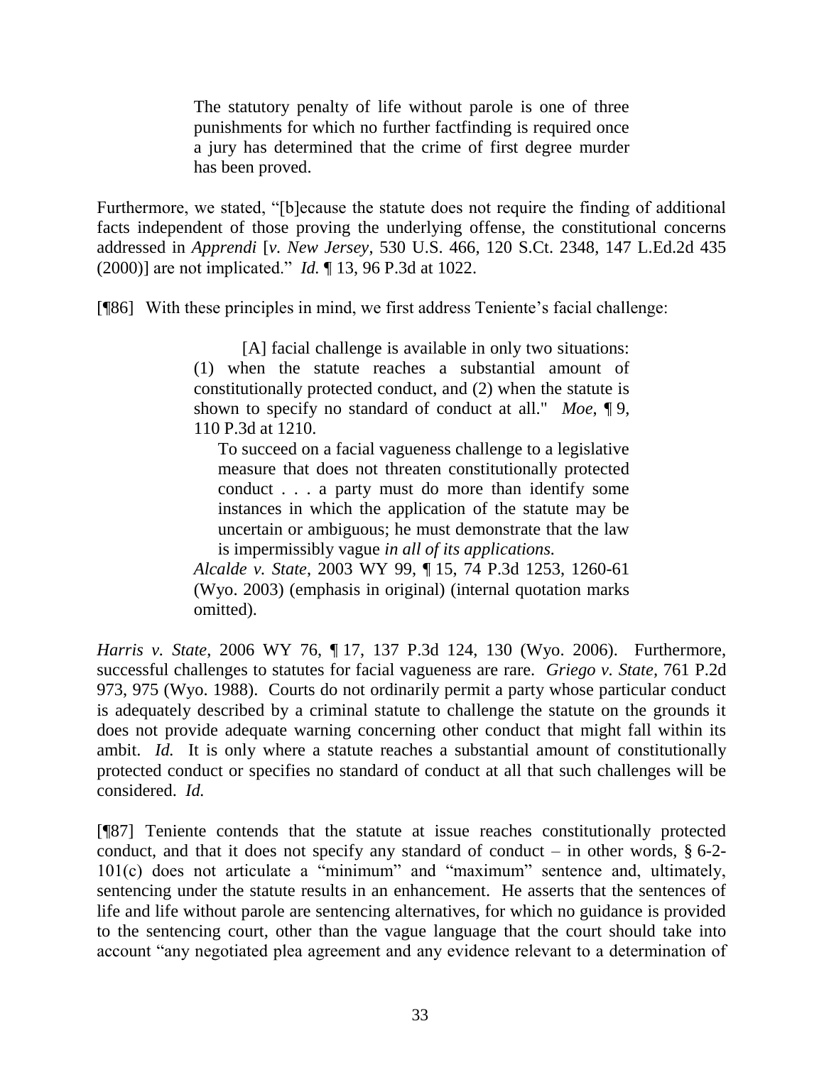> The statutory penalty of life without parole is one of three punishments for which no further factfinding is required once a jury has determined that the crime of first degree murder has been proved.

Furthermore, we stated, "[b]ecause the statute does not require the finding of additional facts independent of those proving the underlying offense, the constitutional concerns addressed in *Apprendi* [*v. New Jersey*, 530 U.S. 466, 120 S.Ct. 2348, 147 L.Ed.2d 435 (2000)] are not implicated." *Id.* ¶ 13, 96 P.3d at 1022.

[¶86] With these principles in mind, we first address Teniente's facial challenge:

> [A] facial challenge is available in only two situations: (1) when the statute reaches a substantial amount of constitutionally protected conduct, and (2) when the statute is shown to specify no standard of conduct at all." *Moe*, ¶ 9, 110 P.3d at 1210.
>
> > To succeed on a facial vagueness challenge to a legislative measure that does not threaten constitutionally protected conduct . . . a party must do more than identify some instances in which the application of the statute may be uncertain or ambiguous; he must demonstrate that the law is impermissibly vague *in all of its applications.*
>
> *Alcalde v. State*, 2003 WY 99, ¶ 15, 74 P.3d 1253, 1260-61 (Wyo. 2003) (emphasis in original) (internal quotation marks omitted).

*Harris v. State*, 2006 WY 76, ¶ 17, 137 P.3d 124, 130 (Wyo. 2006). Furthermore, successful challenges to statutes for facial vagueness are rare. *Griego v. State*, 761 P.2d 973, 975 (Wyo. 1988). Courts do not ordinarily permit a party whose particular conduct is adequately described by a criminal statute to challenge the statute on the grounds it does not provide adequate warning concerning other conduct that might fall within its ambit. *Id.* It is only where a statute reaches a substantial amount of constitutionally protected conduct or specifies no standard of conduct at all that such challenges will be considered. *Id.*

[¶87] Teniente contends that the statute at issue reaches constitutionally protected conduct, and that it does not specify any standard of conduct – in other words, § 6-2-101(c) does not articulate a "minimum" and "maximum" sentence and, ultimately, sentencing under the statute results in an enhancement. He asserts that the sentences of life and life without parole are sentencing alternatives, for which no guidance is provided to the sentencing court, other than the vague language that the court should take into account "any negotiated plea agreement and any evidence relevant to a determination of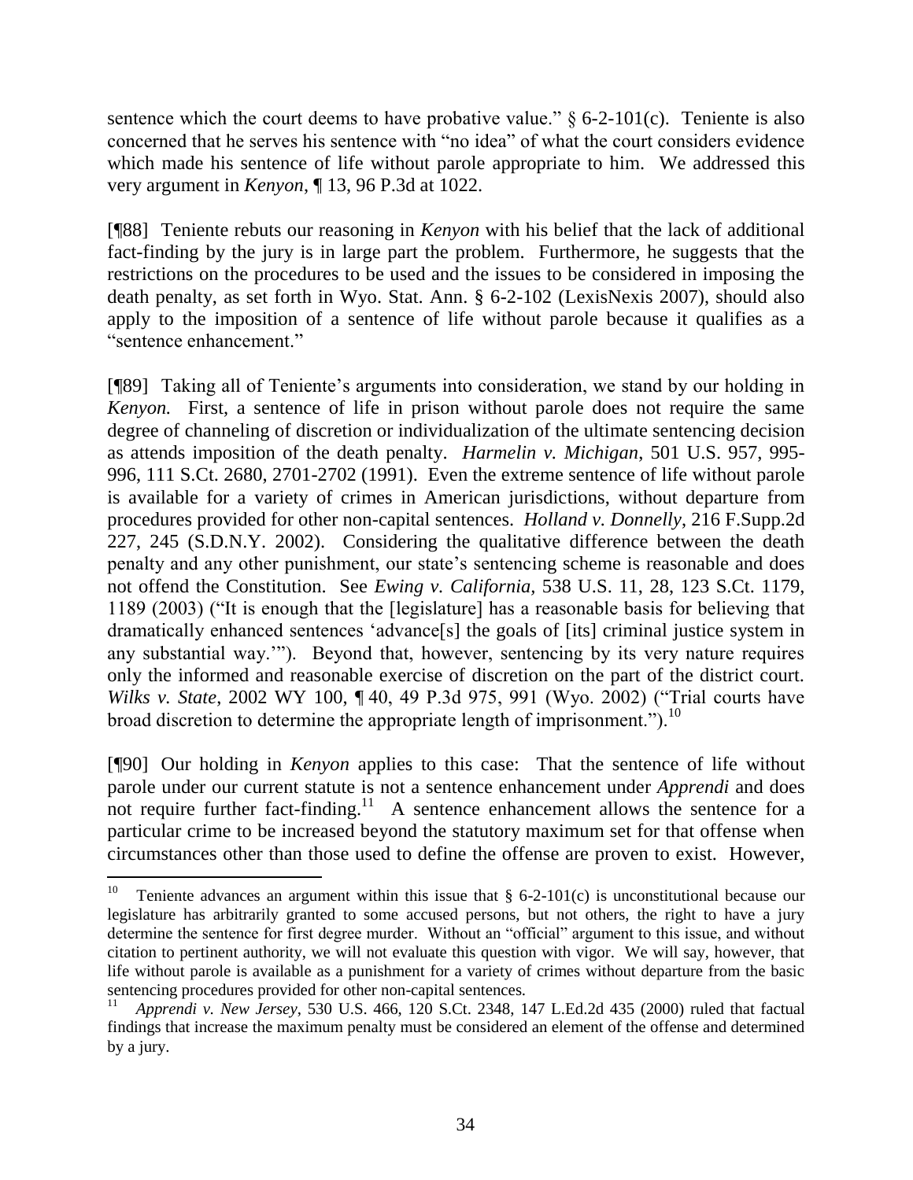sentence which the court deems to have probative value." § 6-2-101(c). Teniente is also concerned that he serves his sentence with "no idea" of what the court considers evidence which made his sentence of life without parole appropriate to him. We addressed this very argument in *Kenyon*, ¶ 13, 96 P.3d at 1022.

[¶88] Teniente rebuts our reasoning in *Kenyon* with his belief that the lack of additional fact-finding by the jury is in large part the problem. Furthermore, he suggests that the restrictions on the procedures to be used and the issues to be considered in imposing the death penalty, as set forth in Wyo. Stat. Ann. § 6-2-102 (LexisNexis 2007), should also apply to the imposition of a sentence of life without parole because it qualifies as a "sentence enhancement."

[¶89] Taking all of Teniente's arguments into consideration, we stand by our holding in *Kenyon.* First, a sentence of life in prison without parole does not require the same degree of channeling of discretion or individualization of the ultimate sentencing decision as attends imposition of the death penalty. *Harmelin v. Michigan*, 501 U.S. 957, 995-996, 111 S.Ct. 2680, 2701-2702 (1991). Even the extreme sentence of life without parole is available for a variety of crimes in American jurisdictions, without departure from procedures provided for other non-capital sentences. *Holland v. Donnelly*, 216 F.Supp.2d 227, 245 (S.D.N.Y. 2002). Considering the qualitative difference between the death penalty and any other punishment, our state's sentencing scheme is reasonable and does not offend the Constitution. See *Ewing v. California,* 538 U.S. 11, 28, 123 S.Ct. 1179, 1189 (2003) ("It is enough that the [legislature] has a reasonable basis for believing that dramatically enhanced sentences 'advance[s] the goals of [its] criminal justice system in any substantial way.'"). Beyond that, however, sentencing by its very nature requires only the informed and reasonable exercise of discretion on the part of the district court. *Wilks v. State*, 2002 WY 100, ¶ 40, 49 P.3d 975, 991 (Wyo. 2002) ("Trial courts have broad discretion to determine the appropriate length of imprisonment.").[10]

[¶90] Our holding in *Kenyon* applies to this case: That the sentence of life without parole under our current statute is not a sentence enhancement under *Apprendi* and does not require further fact-finding.[11] A sentence enhancement allows the sentence for a particular crime to be increased beyond the statutory maximum set for that offense when circumstances other than those used to define the offense are proven to exist. However,

---

[10] Teniente advances an argument within this issue that § 6-2-101(c) is unconstitutional because our legislature has arbitrarily granted to some accused persons, but not others, the right to have a jury determine the sentence for first degree murder. Without an "official" argument to this issue, and without citation to pertinent authority, we will not evaluate this question with vigor. We will say, however, that life without parole is available as a punishment for a variety of crimes without departure from the basic sentencing procedures provided for other non-capital sentences.

[11] *Apprendi v. New Jersey*, 530 U.S. 466, 120 S.Ct. 2348, 147 L.Ed.2d 435 (2000) ruled that factual findings that increase the maximum penalty must be considered an element of the offense and determined by a jury.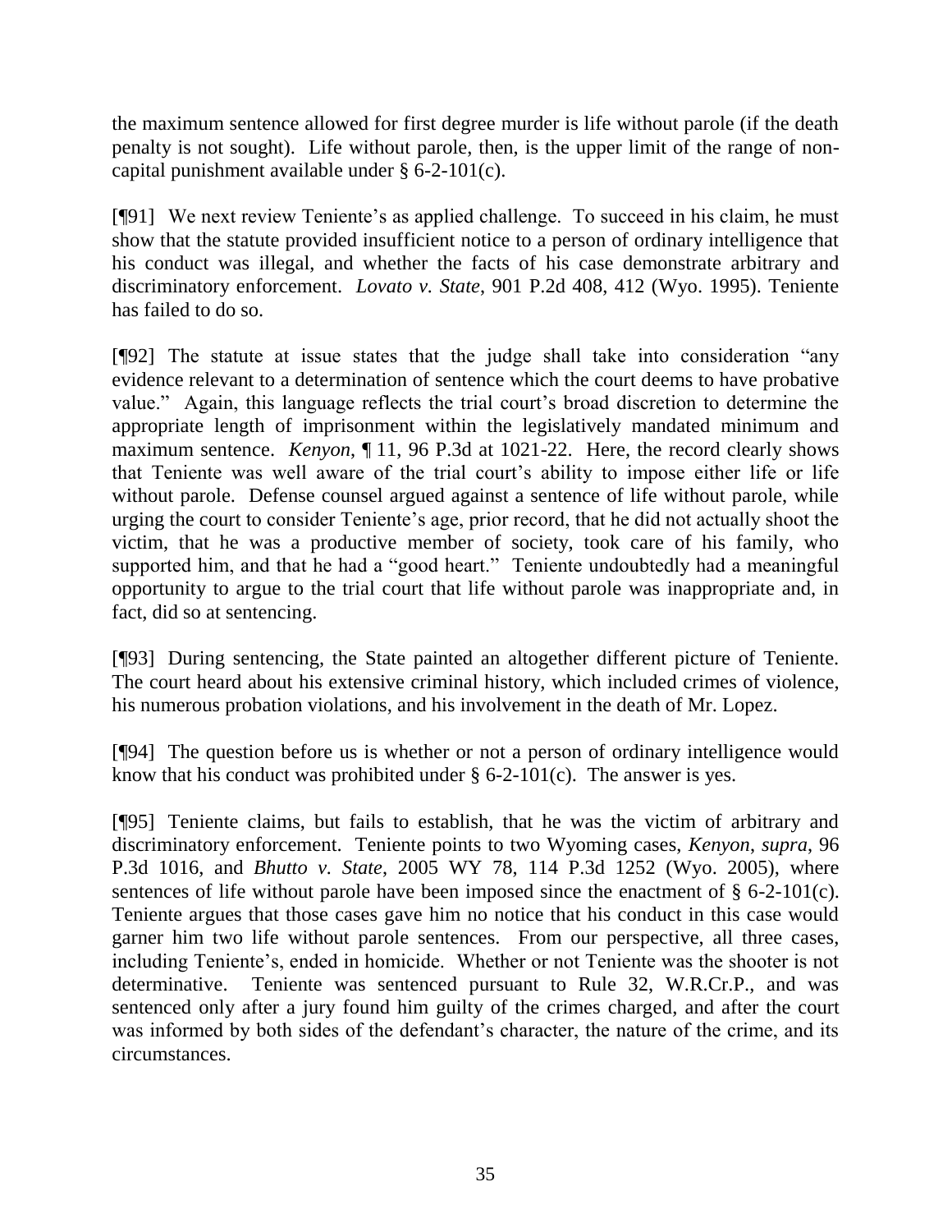the maximum sentence allowed for first degree murder is life without parole (if the death penalty is not sought). Life without parole, then, is the upper limit of the range of non-capital punishment available under § 6-2-101(c).

[¶91] We next review Teniente's as applied challenge. To succeed in his claim, he must show that the statute provided insufficient notice to a person of ordinary intelligence that his conduct was illegal, and whether the facts of his case demonstrate arbitrary and discriminatory enforcement. *Lovato v. State*, 901 P.2d 408, 412 (Wyo. 1995). Teniente has failed to do so.

[¶92] The statute at issue states that the judge shall take into consideration "any evidence relevant to a determination of sentence which the court deems to have probative value." Again, this language reflects the trial court's broad discretion to determine the appropriate length of imprisonment within the legislatively mandated minimum and maximum sentence. *Kenyon*, ¶ 11, 96 P.3d at 1021-22. Here, the record clearly shows that Teniente was well aware of the trial court's ability to impose either life or life without parole. Defense counsel argued against a sentence of life without parole, while urging the court to consider Teniente's age, prior record, that he did not actually shoot the victim, that he was a productive member of society, took care of his family, who supported him, and that he had a "good heart." Teniente undoubtedly had a meaningful opportunity to argue to the trial court that life without parole was inappropriate and, in fact, did so at sentencing.

[¶93] During sentencing, the State painted an altogether different picture of Teniente. The court heard about his extensive criminal history, which included crimes of violence, his numerous probation violations, and his involvement in the death of Mr. Lopez.

[¶94] The question before us is whether or not a person of ordinary intelligence would know that his conduct was prohibited under § 6-2-101(c). The answer is yes.

[¶95] Teniente claims, but fails to establish, that he was the victim of arbitrary and discriminatory enforcement. Teniente points to two Wyoming cases, *Kenyon*, *supra*, 96 P.3d 1016, and *Bhutto v. State*, 2005 WY 78, 114 P.3d 1252 (Wyo. 2005), where sentences of life without parole have been imposed since the enactment of § 6-2-101(c). Teniente argues that those cases gave him no notice that his conduct in this case would garner him two life without parole sentences. From our perspective, all three cases, including Teniente's, ended in homicide. Whether or not Teniente was the shooter is not determinative. Teniente was sentenced pursuant to Rule 32, W.R.Cr.P., and was sentenced only after a jury found him guilty of the crimes charged, and after the court was informed by both sides of the defendant's character, the nature of the crime, and its circumstances.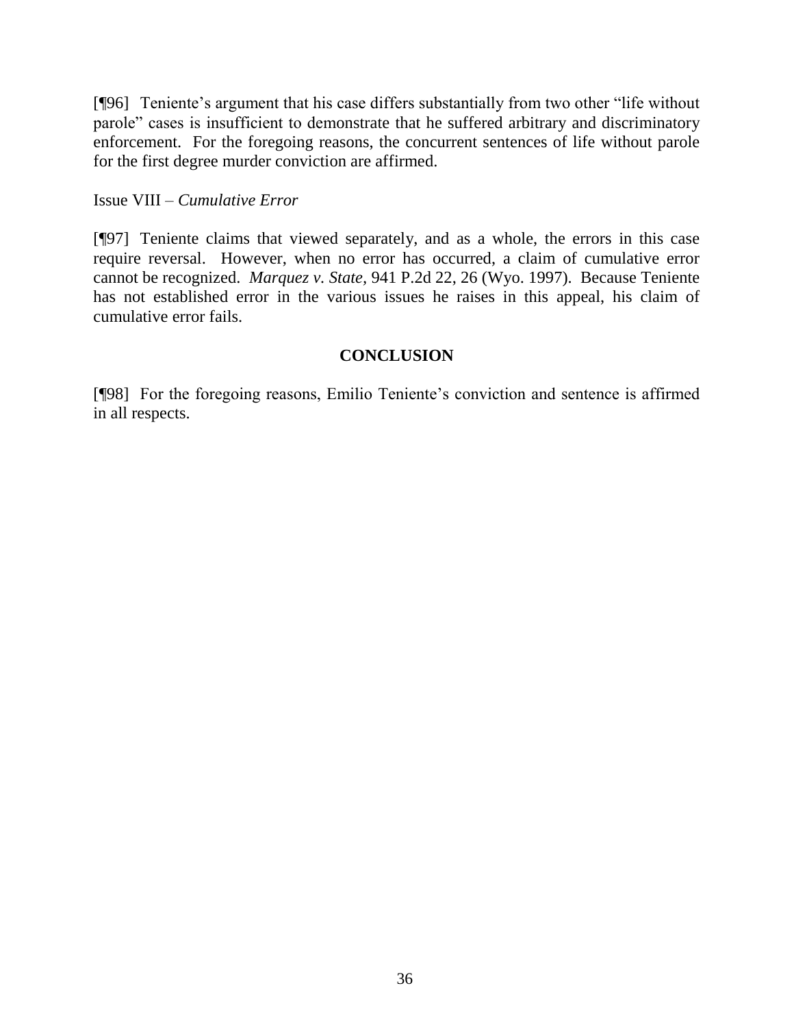[¶96] Teniente's argument that his case differs substantially from two other "life without parole" cases is insufficient to demonstrate that he suffered arbitrary and discriminatory enforcement. For the foregoing reasons, the concurrent sentences of life without parole for the first degree murder conviction are affirmed.

Issue VIII – *Cumulative Error*

[¶97] Teniente claims that viewed separately, and as a whole, the errors in this case require reversal. However, when no error has occurred, a claim of cumulative error cannot be recognized. *Marquez v. State*, 941 P.2d 22, 26 (Wyo. 1997). Because Teniente has not established error in the various issues he raises in this appeal, his claim of cumulative error fails.

## CONCLUSION

[¶98] For the foregoing reasons, Emilio Teniente's conviction and sentence is affirmed in all respects.